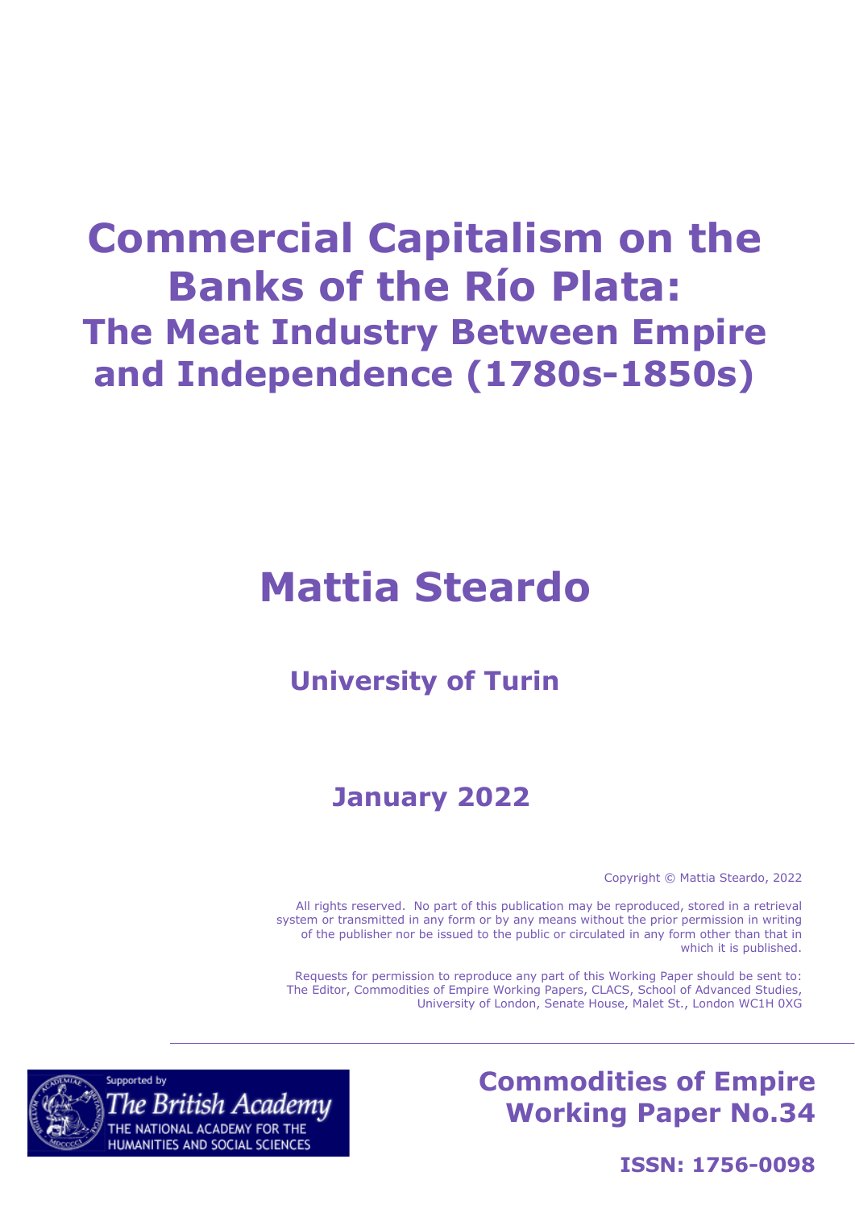# Commercial Capitalism on the Banks of the Río Plata:
## The Meat Industry Between Empire and Independence (1780s-1850s)

# Mattia Steardo

### University of Turin

### January 2022

Copyright © Mattia Steardo, 2022

All rights reserved. No part of this publication may be reproduced, stored in a retrieval system or transmitted in any form or by any means without the prior permission in writing of the publisher nor be issued to the public or circulated in any form other than that in which it is published.

Requests for permission to reproduce any part of this Working Paper should be sent to: The Editor, Commodities of Empire Working Papers, CLACS, School of Advanced Studies, University of London, Senate House, Malet St., London WC1H 0XG

Supported by The British Academy
THE NATIONAL ACADEMY FOR THE HUMANITIES AND SOCIAL SCIENCES

**Commodities of Empire Working Paper No.34**

**ISSN: 1756-0098**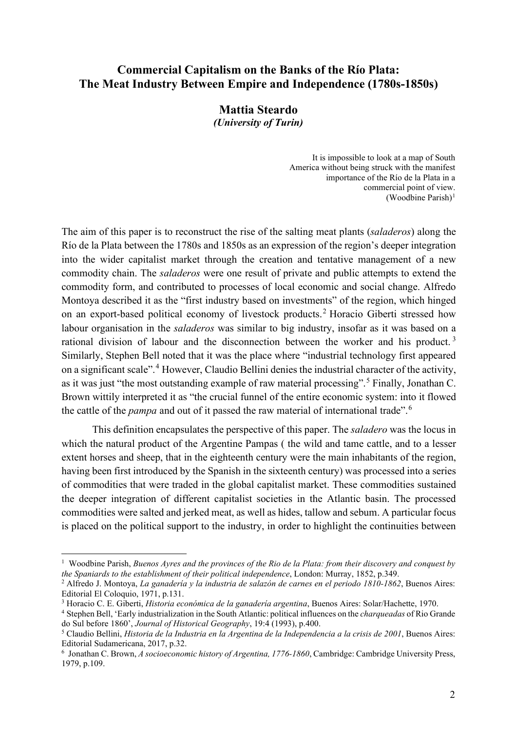# Commercial Capitalism on the Banks of the Río Plata: The Meat Industry Between Empire and Independence (1780s-1850s)

## Mattia Steardo
***(University of Turin)***

> It is impossible to look at a map of South America without being struck with the manifest importance of the Río de la Plata in a commercial point of view.
> (Woodbine Parish)[1]

The aim of this paper is to reconstruct the rise of the salting meat plants (*saladeros*) along the Río de la Plata between the 1780s and 1850s as an expression of the region's deeper integration into the wider capitalist market through the creation and tentative management of a new commodity chain. The *saladeros* were one result of private and public attempts to extend the commodity form, and contributed to processes of local economic and social change. Alfredo Montoya described it as the "first industry based on investments" of the region, which hinged on an export-based political economy of livestock products.[2] Horacio Giberti stressed how labour organisation in the *saladeros* was similar to big industry, insofar as it was based on a rational division of labour and the disconnection between the worker and his product.[3] Similarly, Stephen Bell noted that it was the place where "industrial technology first appeared on a significant scale".[4] However, Claudio Bellini denies the industrial character of the activity, as it was just "the most outstanding example of raw material processing".[5] Finally, Jonathan C. Brown wittily interpreted it as "the crucial funnel of the entire economic system: into it flowed the cattle of the *pampa* and out of it passed the raw material of international trade".[6]

This definition encapsulates the perspective of this paper. The *saladero* was the locus in which the natural product of the Argentine Pampas ( the wild and tame cattle, and to a lesser extent horses and sheep, that in the eighteenth century were the main inhabitants of the region, having been first introduced by the Spanish in the sixteenth century) was processed into a series of commodities that were traded in the global capitalist market. These commodities sustained the deeper integration of different capitalist societies in the Atlantic basin. The processed commodities were salted and jerked meat, as well as hides, tallow and sebum. A particular focus is placed on the political support to the industry, in order to highlight the continuities between

---

[1] Woodbine Parish, *Buenos Ayres and the provinces of the Rio de la Plata: from their discovery and conquest by the Spaniards to the establishment of their political independence*, London: Murray, 1852, p.349.

[2] Alfredo J. Montoya, *La ganadería y la industria de salazón de carnes en el periodo 1810-1862*, Buenos Aires: Editorial El Coloquio, 1971, p.131.

[3] Horacio C. E. Giberti, *Historia económica de la ganadería argentina*, Buenos Aires: Solar/Hachette, 1970.

[4] Stephen Bell, 'Early industrialization in the South Atlantic: political influences on the *charqueadas* of Rio Grande do Sul before 1860', *Journal of Historical Geography*, 19:4 (1993), p.400.

[5] Claudio Bellini, *Historia de la Industria en la Argentina de la Independencia a la crisis de 2001*, Buenos Aires: Editorial Sudamericana, 2017, p.32.

[6] Jonathan C. Brown, *A socioeconomic history of Argentina, 1776-1860*, Cambridge: Cambridge University Press, 1979, p.109.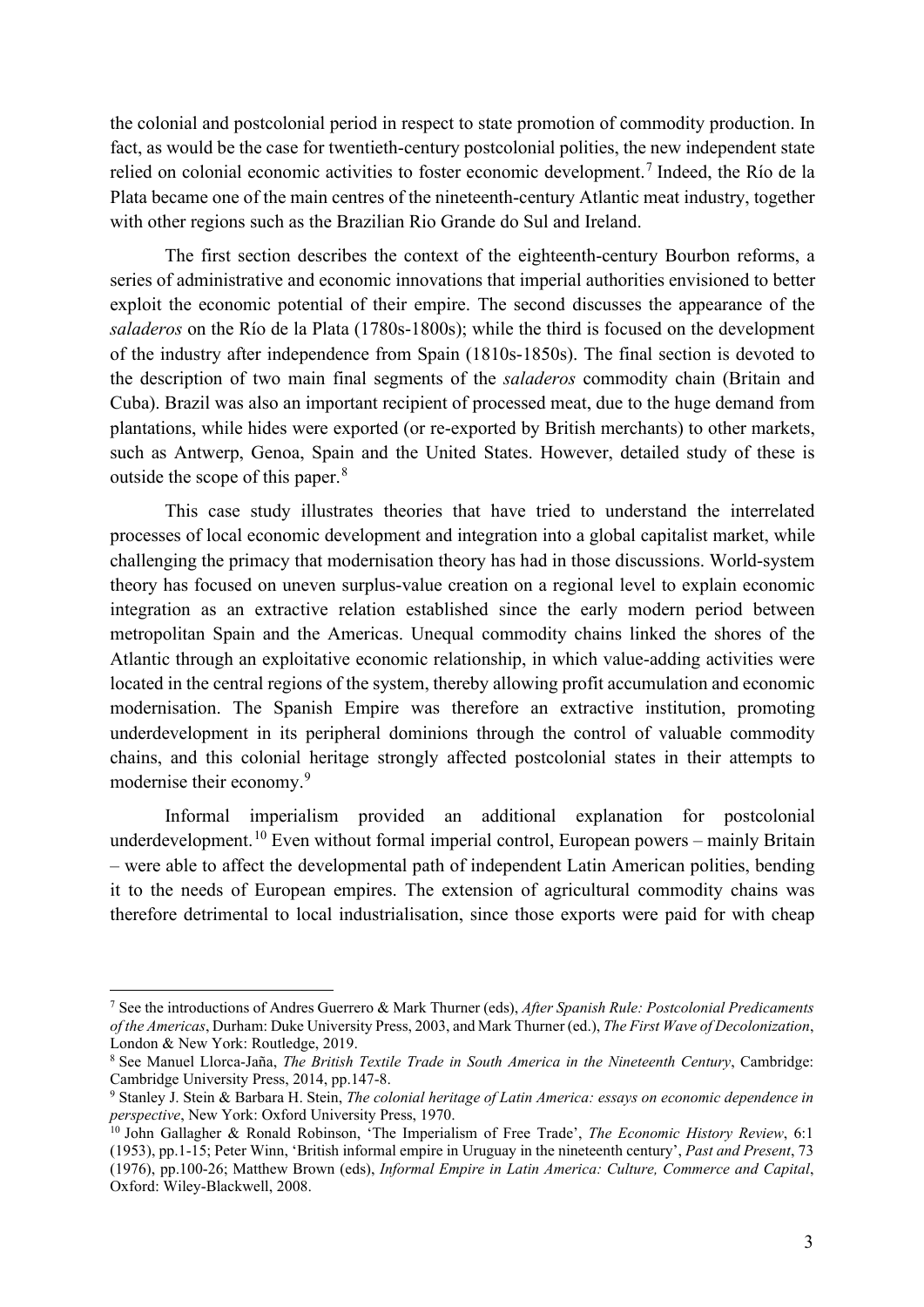the colonial and postcolonial period in respect to state promotion of commodity production. In fact, as would be the case for twentieth-century postcolonial polities, the new independent state relied on colonial economic activities to foster economic development.[7] Indeed, the Río de la Plata became one of the main centres of the nineteenth-century Atlantic meat industry, together with other regions such as the Brazilian Rio Grande do Sul and Ireland.

The first section describes the context of the eighteenth-century Bourbon reforms, a series of administrative and economic innovations that imperial authorities envisioned to better exploit the economic potential of their empire. The second discusses the appearance of the *saladeros* on the Río de la Plata (1780s-1800s); while the third is focused on the development of the industry after independence from Spain (1810s-1850s). The final section is devoted to the description of two main final segments of the *saladeros* commodity chain (Britain and Cuba). Brazil was also an important recipient of processed meat, due to the huge demand from plantations, while hides were exported (or re-exported by British merchants) to other markets, such as Antwerp, Genoa, Spain and the United States. However, detailed study of these is outside the scope of this paper.[8]

This case study illustrates theories that have tried to understand the interrelated processes of local economic development and integration into a global capitalist market, while challenging the primacy that modernisation theory has had in those discussions. World-system theory has focused on uneven surplus-value creation on a regional level to explain economic integration as an extractive relation established since the early modern period between metropolitan Spain and the Americas. Unequal commodity chains linked the shores of the Atlantic through an exploitative economic relationship, in which value-adding activities were located in the central regions of the system, thereby allowing profit accumulation and economic modernisation. The Spanish Empire was therefore an extractive institution, promoting underdevelopment in its peripheral dominions through the control of valuable commodity chains, and this colonial heritage strongly affected postcolonial states in their attempts to modernise their economy.[9]

Informal imperialism provided an additional explanation for postcolonial underdevelopment.[10] Even without formal imperial control, European powers – mainly Britain – were able to affect the developmental path of independent Latin American polities, bending it to the needs of European empires. The extension of agricultural commodity chains was therefore detrimental to local industrialisation, since those exports were paid for with cheap

---

[7] See the introductions of Andres Guerrero & Mark Thurner (eds), *After Spanish Rule: Postcolonial Predicaments of the Americas*, Durham: Duke University Press, 2003, and Mark Thurner (ed.), *The First Wave of Decolonization*, London & New York: Routledge, 2019.

[8] See Manuel Llorca-Jaña, *The British Textile Trade in South America in the Nineteenth Century*, Cambridge: Cambridge University Press, 2014, pp.147-8.

[9] Stanley J. Stein & Barbara H. Stein, *The colonial heritage of Latin America: essays on economic dependence in perspective*, New York: Oxford University Press, 1970.

[10] John Gallagher & Ronald Robinson, 'The Imperialism of Free Trade', *The Economic History Review*, 6:1 (1953), pp.1-15; Peter Winn, 'British informal empire in Uruguay in the nineteenth century', *Past and Present*, 73 (1976), pp.100-26; Matthew Brown (eds), *Informal Empire in Latin America: Culture, Commerce and Capital*, Oxford: Wiley-Blackwell, 2008.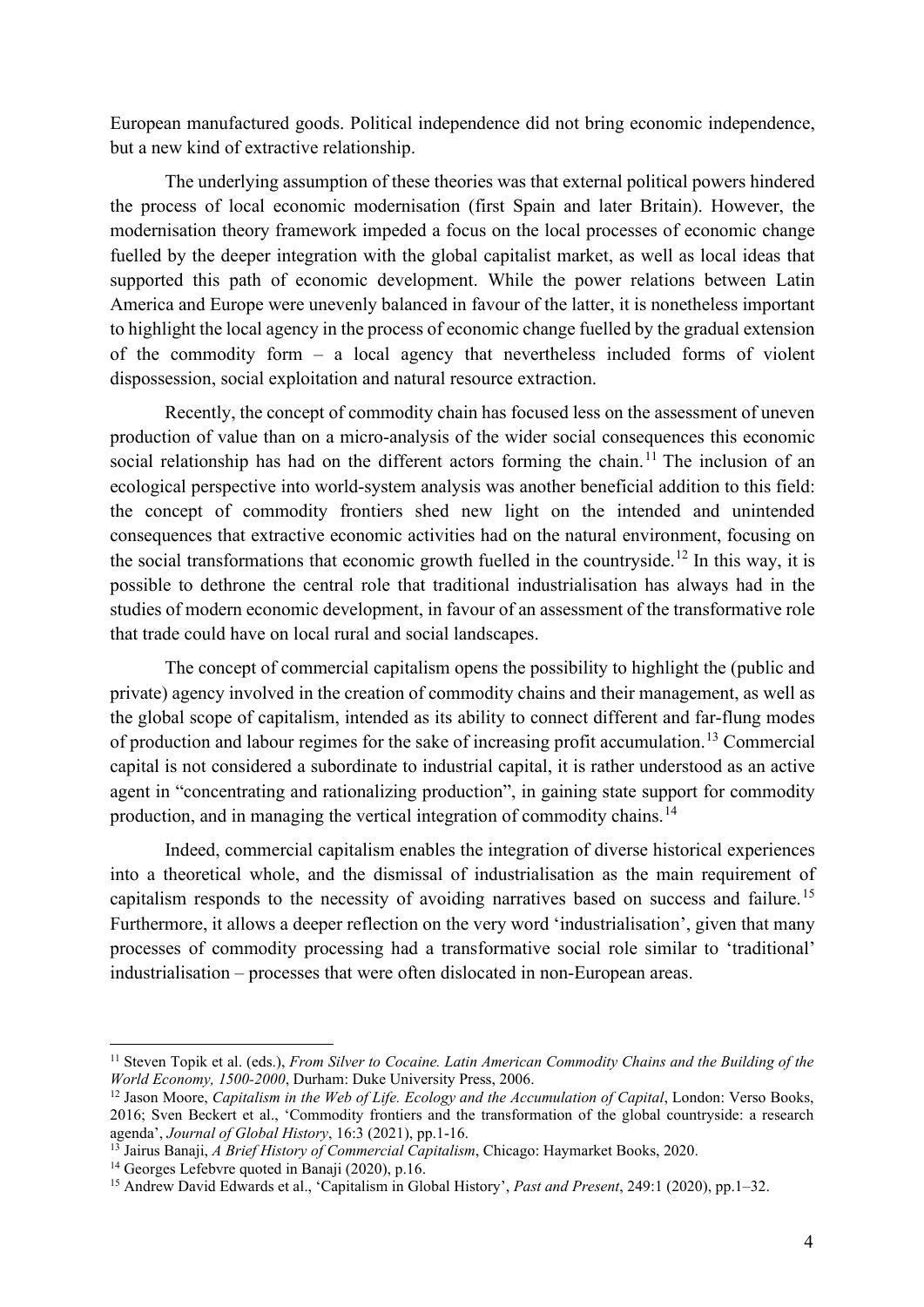European manufactured goods. Political independence did not bring economic independence, but a new kind of extractive relationship.

The underlying assumption of these theories was that external political powers hindered the process of local economic modernisation (first Spain and later Britain). However, the modernisation theory framework impeded a focus on the local processes of economic change fuelled by the deeper integration with the global capitalist market, as well as local ideas that supported this path of economic development. While the power relations between Latin America and Europe were unevenly balanced in favour of the latter, it is nonetheless important to highlight the local agency in the process of economic change fuelled by the gradual extension of the commodity form – a local agency that nevertheless included forms of violent dispossession, social exploitation and natural resource extraction.

Recently, the concept of commodity chain has focused less on the assessment of uneven production of value than on a micro-analysis of the wider social consequences this economic social relationship has had on the different actors forming the chain.[11] The inclusion of an ecological perspective into world-system analysis was another beneficial addition to this field: the concept of commodity frontiers shed new light on the intended and unintended consequences that extractive economic activities had on the natural environment, focusing on the social transformations that economic growth fuelled in the countryside.[12] In this way, it is possible to dethrone the central role that traditional industrialisation has always had in the studies of modern economic development, in favour of an assessment of the transformative role that trade could have on local rural and social landscapes.

The concept of commercial capitalism opens the possibility to highlight the (public and private) agency involved in the creation of commodity chains and their management, as well as the global scope of capitalism, intended as its ability to connect different and far-flung modes of production and labour regimes for the sake of increasing profit accumulation.[13] Commercial capital is not considered a subordinate to industrial capital, it is rather understood as an active agent in "concentrating and rationalizing production", in gaining state support for commodity production, and in managing the vertical integration of commodity chains.[14]

Indeed, commercial capitalism enables the integration of diverse historical experiences into a theoretical whole, and the dismissal of industrialisation as the main requirement of capitalism responds to the necessity of avoiding narratives based on success and failure.[15] Furthermore, it allows a deeper reflection on the very word 'industrialisation', given that many processes of commodity processing had a transformative social role similar to 'traditional' industrialisation – processes that were often dislocated in non-European areas.

---

[11] Steven Topik et al. (eds.), *From Silver to Cocaine. Latin American Commodity Chains and the Building of the World Economy, 1500-2000*, Durham: Duke University Press, 2006.

[12] Jason Moore, *Capitalism in the Web of Life. Ecology and the Accumulation of Capital*, London: Verso Books, 2016; Sven Beckert et al., 'Commodity frontiers and the transformation of the global countryside: a research agenda', *Journal of Global History*, 16:3 (2021), pp.1-16.

[13] Jairus Banaji, *A Brief History of Commercial Capitalism*, Chicago: Haymarket Books, 2020.

[14] Georges Lefebvre quoted in Banaji (2020), p.16.

[15] Andrew David Edwards et al., 'Capitalism in Global History', *Past and Present*, 249:1 (2020), pp.1–32.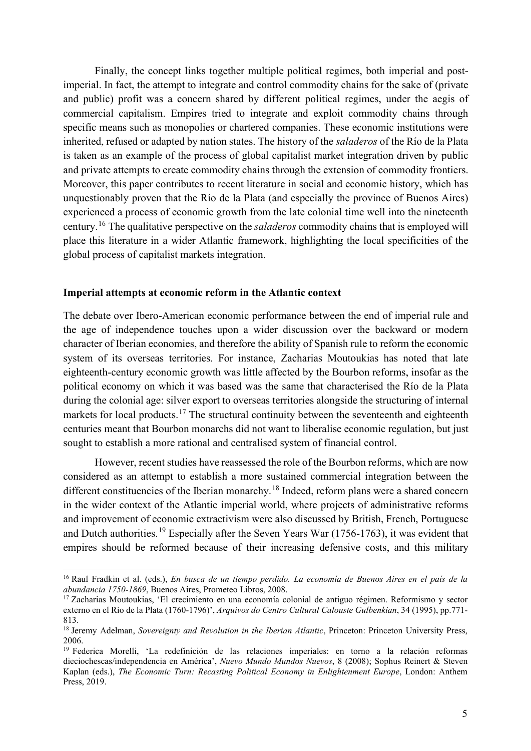Finally, the concept links together multiple political regimes, both imperial and post-imperial. In fact, the attempt to integrate and control commodity chains for the sake of (private and public) profit was a concern shared by different political regimes, under the aegis of commercial capitalism. Empires tried to integrate and exploit commodity chains through specific means such as monopolies or chartered companies. These economic institutions were inherited, refused or adapted by nation states. The history of the *saladeros* of the Río de la Plata is taken as an example of the process of global capitalist market integration driven by public and private attempts to create commodity chains through the extension of commodity frontiers. Moreover, this paper contributes to recent literature in social and economic history, which has unquestionably proven that the Río de la Plata (and especially the province of Buenos Aires) experienced a process of economic growth from the late colonial time well into the nineteenth century.[16] The qualitative perspective on the *saladeros* commodity chains that is employed will place this literature in a wider Atlantic framework, highlighting the local specificities of the global process of capitalist markets integration.

**Imperial attempts at economic reform in the Atlantic context**

The debate over Ibero-American economic performance between the end of imperial rule and the age of independence touches upon a wider discussion over the backward or modern character of Iberian economies, and therefore the ability of Spanish rule to reform the economic system of its overseas territories. For instance, Zacharias Moutoukias has noted that late eighteenth-century economic growth was little affected by the Bourbon reforms, insofar as the political economy on which it was based was the same that characterised the Río de la Plata during the colonial age: silver export to overseas territories alongside the structuring of internal markets for local products.[17] The structural continuity between the seventeenth and eighteenth centuries meant that Bourbon monarchs did not want to liberalise economic regulation, but just sought to establish a more rational and centralised system of financial control.

However, recent studies have reassessed the role of the Bourbon reforms, which are now considered as an attempt to establish a more sustained commercial integration between the different constituencies of the Iberian monarchy.[18] Indeed, reform plans were a shared concern in the wider context of the Atlantic imperial world, where projects of administrative reforms and improvement of economic extractivism were also discussed by British, French, Portuguese and Dutch authorities.[19] Especially after the Seven Years War (1756-1763), it was evident that empires should be reformed because of their increasing defensive costs, and this military

---

[16] Raul Fradkin et al. (eds.), *En busca de un tiempo perdido. La economía de Buenos Aires en el país de la abundancia 1750-1869*, Buenos Aires, Prometeo Libros, 2008.

[17] Zacharias Moutoukias, 'El crecimiento en una economía colonial de antiguo régimen. Reformismo y sector externo en el Río de la Plata (1760-1796)', *Arquivos do Centro Cultural Calouste Gulbenkian*, 34 (1995), pp.771-813.

[18] Jeremy Adelman, *Sovereignty and Revolution in the Iberian Atlantic*, Princeton: Princeton University Press, 2006.

[19] Federica Morelli, 'La redefinición de las relaciones imperiales: en torno a la relación reformas dieciochescas/independencia en América', *Nuevo Mundo Mundos Nuevos*, 8 (2008); Sophus Reinert & Steven Kaplan (eds.), *The Economic Turn: Recasting Political Economy in Enlightenment Europe*, London: Anthem Press, 2019.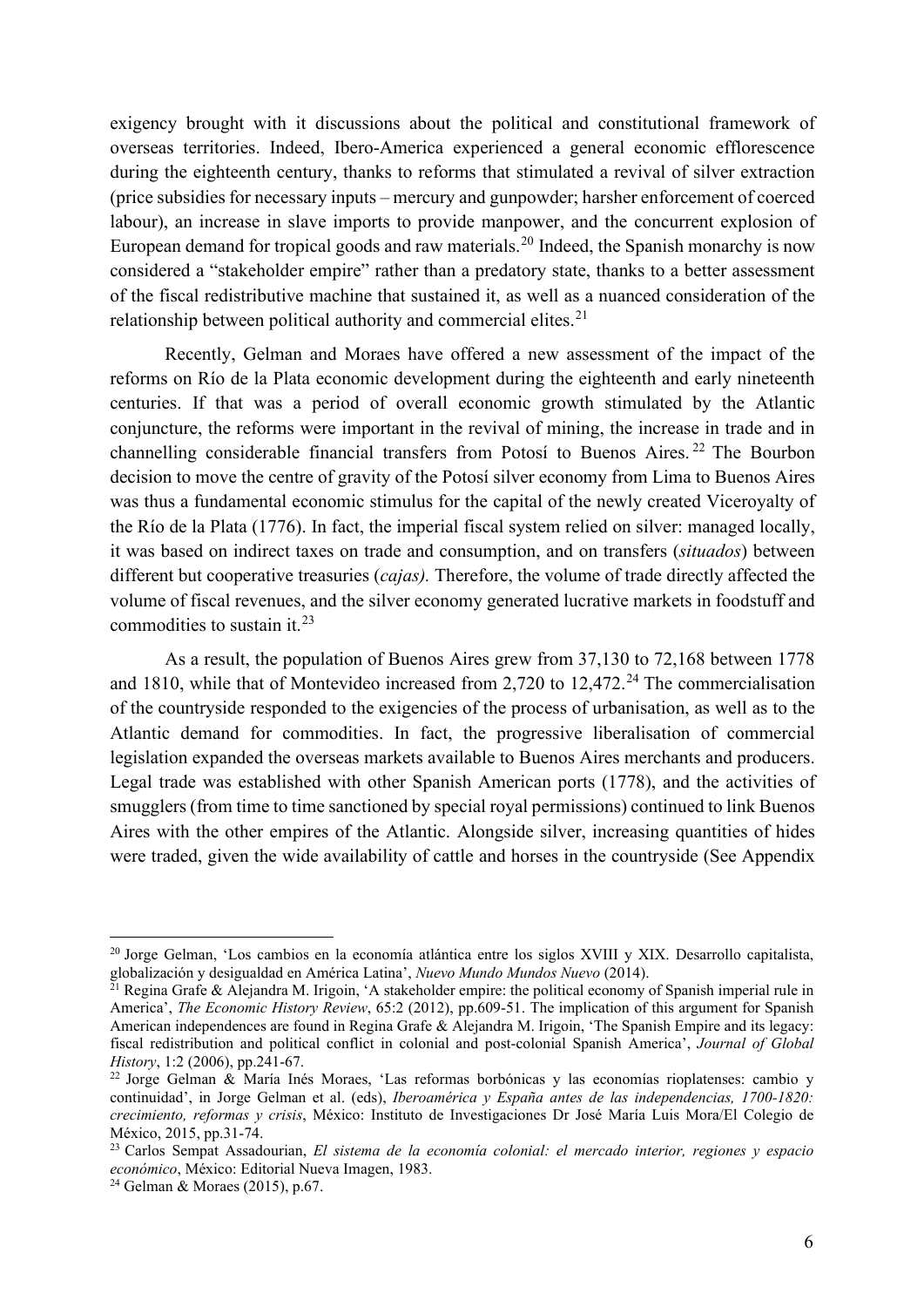exigency brought with it discussions about the political and constitutional framework of overseas territories. Indeed, Ibero-America experienced a general economic efflorescence during the eighteenth century, thanks to reforms that stimulated a revival of silver extraction (price subsidies for necessary inputs – mercury and gunpowder; harsher enforcement of coerced labour), an increase in slave imports to provide manpower, and the concurrent explosion of European demand for tropical goods and raw materials.[20] Indeed, the Spanish monarchy is now considered a "stakeholder empire" rather than a predatory state, thanks to a better assessment of the fiscal redistributive machine that sustained it, as well as a nuanced consideration of the relationship between political authority and commercial elites.[21]

Recently, Gelman and Moraes have offered a new assessment of the impact of the reforms on Río de la Plata economic development during the eighteenth and early nineteenth centuries. If that was a period of overall economic growth stimulated by the Atlantic conjuncture, the reforms were important in the revival of mining, the increase in trade and in channelling considerable financial transfers from Potosí to Buenos Aires.[22] The Bourbon decision to move the centre of gravity of the Potosí silver economy from Lima to Buenos Aires was thus a fundamental economic stimulus for the capital of the newly created Viceroyalty of the Río de la Plata (1776). In fact, the imperial fiscal system relied on silver: managed locally, it was based on indirect taxes on trade and consumption, and on transfers (*situados*) between different but cooperative treasuries (*cajas).* Therefore, the volume of trade directly affected the volume of fiscal revenues, and the silver economy generated lucrative markets in foodstuff and commodities to sustain it.[23]

As a result, the population of Buenos Aires grew from 37,130 to 72,168 between 1778 and 1810, while that of Montevideo increased from 2,720 to 12,472.[24] The commercialisation of the countryside responded to the exigencies of the process of urbanisation, as well as to the Atlantic demand for commodities. In fact, the progressive liberalisation of commercial legislation expanded the overseas markets available to Buenos Aires merchants and producers. Legal trade was established with other Spanish American ports (1778), and the activities of smugglers (from time to time sanctioned by special royal permissions) continued to link Buenos Aires with the other empires of the Atlantic. Alongside silver, increasing quantities of hides were traded, given the wide availability of cattle and horses in the countryside (See Appendix

---

[20] Jorge Gelman, 'Los cambios en la economía atlántica entre los siglos XVIII y XIX. Desarrollo capitalista, globalización y desigualdad en América Latina', *Nuevo Mundo Mundos Nuevo* (2014).

[21] Regina Grafe & Alejandra M. Irigoin, 'A stakeholder empire: the political economy of Spanish imperial rule in America', *The Economic History Review*, 65:2 (2012), pp.609-51. The implication of this argument for Spanish American independences are found in Regina Grafe & Alejandra M. Irigoin, 'The Spanish Empire and its legacy: fiscal redistribution and political conflict in colonial and post-colonial Spanish America', *Journal of Global History*, 1:2 (2006), pp.241-67.

[22] Jorge Gelman & María Inés Moraes, 'Las reformas borbónicas y las economías rioplatenses: cambio y continuidad', in Jorge Gelman et al. (eds), *Iberoamérica y España antes de las independencias, 1700-1820: crecimiento, reformas y crisis*, México: Instituto de Investigaciones Dr José María Luis Mora/El Colegio de México, 2015, pp.31-74.

[23] Carlos Sempat Assadourian, *El sistema de la economía colonial: el mercado interior, regiones y espacio económico*, México: Editorial Nueva Imagen, 1983.

[24] Gelman & Moraes (2015), p.67.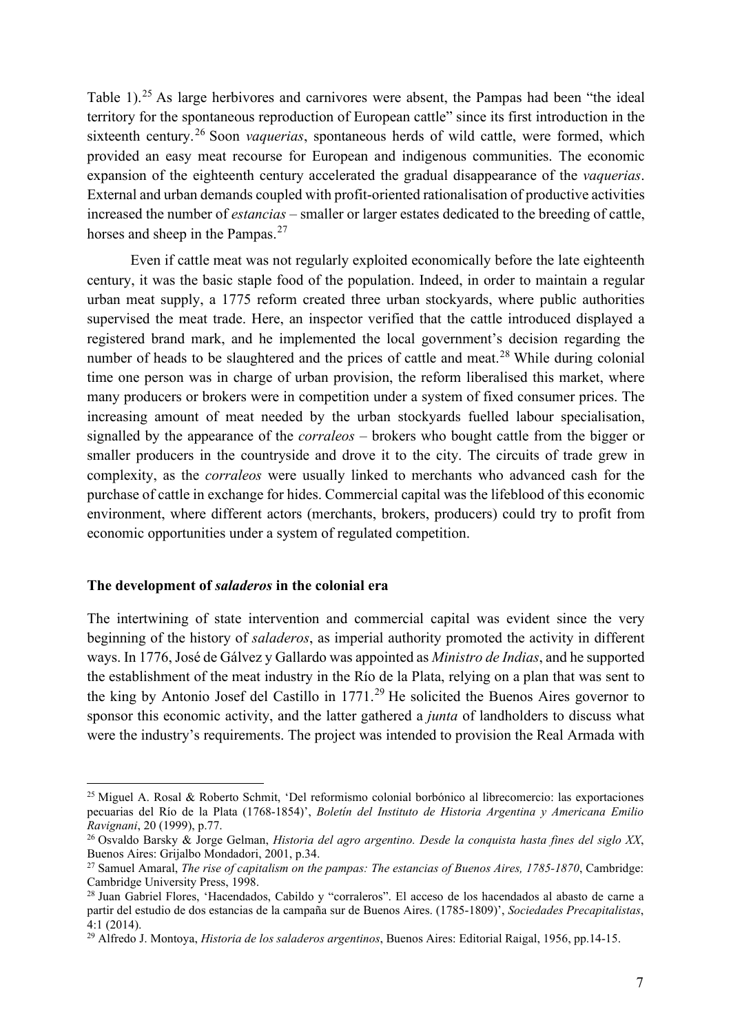Table 1).[25] As large herbivores and carnivores were absent, the Pampas had been "the ideal territory for the spontaneous reproduction of European cattle" since its first introduction in the sixteenth century.[26] Soon *vaquerias*, spontaneous herds of wild cattle, were formed, which provided an easy meat recourse for European and indigenous communities. The economic expansion of the eighteenth century accelerated the gradual disappearance of the *vaquerias*. External and urban demands coupled with profit-oriented rationalisation of productive activities increased the number of *estancias* – smaller or larger estates dedicated to the breeding of cattle, horses and sheep in the Pampas.[27]

Even if cattle meat was not regularly exploited economically before the late eighteenth century, it was the basic staple food of the population. Indeed, in order to maintain a regular urban meat supply, a 1775 reform created three urban stockyards, where public authorities supervised the meat trade. Here, an inspector verified that the cattle introduced displayed a registered brand mark, and he implemented the local government's decision regarding the number of heads to be slaughtered and the prices of cattle and meat.[28] While during colonial time one person was in charge of urban provision, the reform liberalised this market, where many producers or brokers were in competition under a system of fixed consumer prices. The increasing amount of meat needed by the urban stockyards fuelled labour specialisation, signalled by the appearance of the *corraleos* – brokers who bought cattle from the bigger or smaller producers in the countryside and drove it to the city. The circuits of trade grew in complexity, as the *corraleos* were usually linked to merchants who advanced cash for the purchase of cattle in exchange for hides. Commercial capital was the lifeblood of this economic environment, where different actors (merchants, brokers, producers) could try to profit from economic opportunities under a system of regulated competition.

### The development of *saladeros* in the colonial era

The intertwining of state intervention and commercial capital was evident since the very beginning of the history of *saladeros*, as imperial authority promoted the activity in different ways. In 1776, José de Gálvez y Gallardo was appointed as *Ministro de Indias*, and he supported the establishment of the meat industry in the Río de la Plata, relying on a plan that was sent to the king by Antonio Josef del Castillo in 1771.[29] He solicited the Buenos Aires governor to sponsor this economic activity, and the latter gathered a *junta* of landholders to discuss what were the industry's requirements. The project was intended to provision the Real Armada with

---

[25] Miguel A. Rosal & Roberto Schmit, 'Del reformismo colonial borbónico al librecomercio: las exportaciones pecuarias del Río de la Plata (1768-1854)', *Boletín del Instituto de Historia Argentina y Americana Emilio Ravignani*, 20 (1999), p.77.

[26] Osvaldo Barsky & Jorge Gelman, *Historia del agro argentino. Desde la conquista hasta fines del siglo XX*, Buenos Aires: Grijalbo Mondadori, 2001, p.34.

[27] Samuel Amaral, *The rise of capitalism on the pampas: The estancias of Buenos Aires, 1785-1870*, Cambridge: Cambridge University Press, 1998.

[28] Juan Gabriel Flores, 'Hacendados, Cabildo y "corraleros". El acceso de los hacendados al abasto de carne a partir del estudio de dos estancias de la campaña sur de Buenos Aires. (1785-1809)', *Sociedades Precapitalistas*, 4:1 (2014).

[29] Alfredo J. Montoya, *Historia de los saladeros argentinos*, Buenos Aires: Editorial Raigal, 1956, pp.14-15.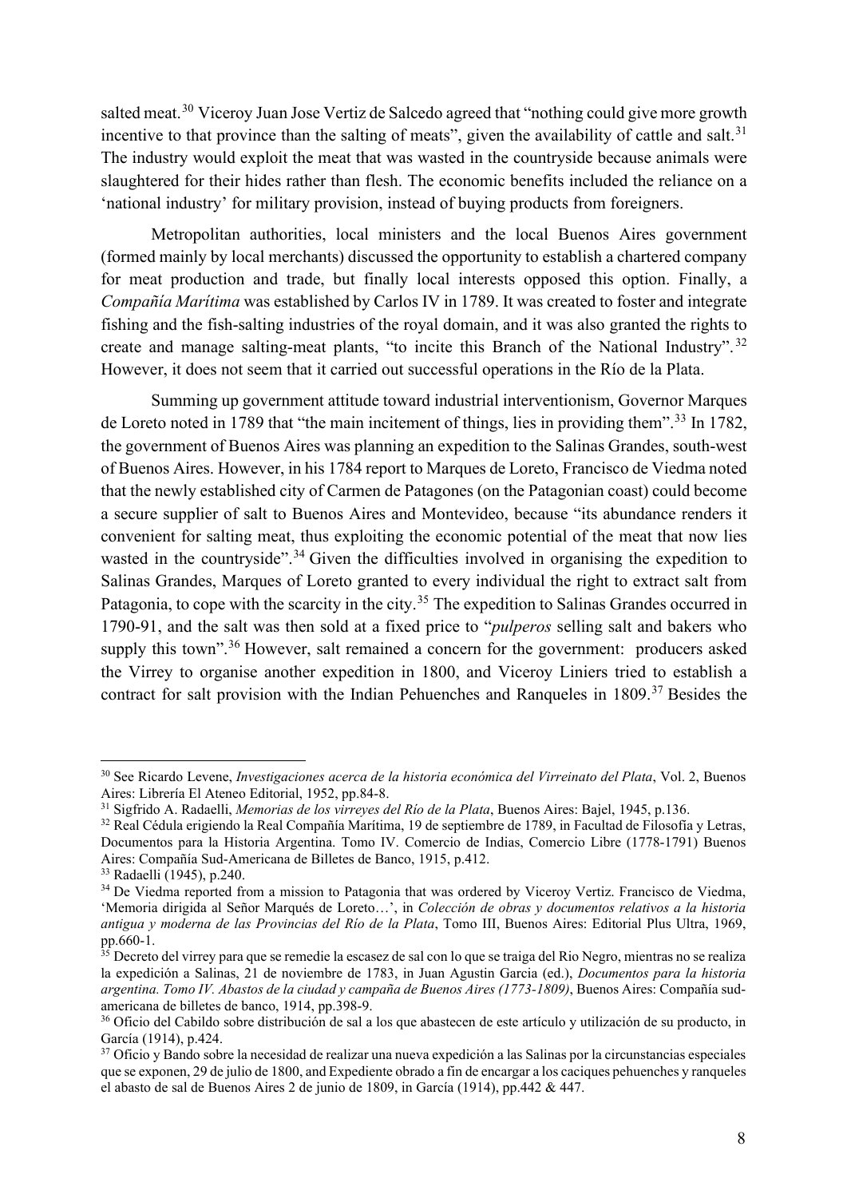salted meat.[30] Viceroy Juan Jose Vertiz de Salcedo agreed that "nothing could give more growth incentive to that province than the salting of meats", given the availability of cattle and salt.[31] The industry would exploit the meat that was wasted in the countryside because animals were slaughtered for their hides rather than flesh. The economic benefits included the reliance on a 'national industry' for military provision, instead of buying products from foreigners.

Metropolitan authorities, local ministers and the local Buenos Aires government (formed mainly by local merchants) discussed the opportunity to establish a chartered company for meat production and trade, but finally local interests opposed this option. Finally, a *Compañía Marítima* was established by Carlos IV in 1789. It was created to foster and integrate fishing and the fish-salting industries of the royal domain, and it was also granted the rights to create and manage salting-meat plants, "to incite this Branch of the National Industry".[32] However, it does not seem that it carried out successful operations in the Río de la Plata.

Summing up government attitude toward industrial interventionism, Governor Marques de Loreto noted in 1789 that "the main incitement of things, lies in providing them".[33] In 1782, the government of Buenos Aires was planning an expedition to the Salinas Grandes, south-west of Buenos Aires. However, in his 1784 report to Marques de Loreto, Francisco de Viedma noted that the newly established city of Carmen de Patagones (on the Patagonian coast) could become a secure supplier of salt to Buenos Aires and Montevideo, because "its abundance renders it convenient for salting meat, thus exploiting the economic potential of the meat that now lies wasted in the countryside".[34] Given the difficulties involved in organising the expedition to Salinas Grandes, Marques of Loreto granted to every individual the right to extract salt from Patagonia, to cope with the scarcity in the city.[35] The expedition to Salinas Grandes occurred in 1790-91, and the salt was then sold at a fixed price to "*pulperos* selling salt and bakers who supply this town".[36] However, salt remained a concern for the government: producers asked the Virrey to organise another expedition in 1800, and Viceroy Liniers tried to establish a contract for salt provision with the Indian Pehuenches and Ranqueles in 1809.[37] Besides the

---

[30] See Ricardo Levene, *Investigaciones acerca de la historia económica del Virreinato del Plata*, Vol. 2, Buenos Aires: Librería El Ateneo Editorial, 1952, pp.84-8.

[31] Sigfrido A. Radaelli, *Memorias de los virreyes del Río de la Plata*, Buenos Aires: Bajel, 1945, p.136.

[32] Real Cédula erigiendo la Real Compañía Marítima, 19 de septiembre de 1789, in Facultad de Filosofía y Letras, Documentos para la Historia Argentina. Tomo IV. Comercio de Indias, Comercio Libre (1778-1791) Buenos Aires: Compañía Sud-Americana de Billetes de Banco, 1915, p.412.

[33] Radaelli (1945), p.240.

[34] De Viedma reported from a mission to Patagonia that was ordered by Viceroy Vertiz. Francisco de Viedma, 'Memoria dirigida al Señor Marqués de Loreto…', in *Colección de obras y documentos relativos a la historia antigua y moderna de las Provincias del Río de la Plata*, Tomo III, Buenos Aires: Editorial Plus Ultra, 1969, pp.660-1.

[35] Decreto del virrey para que se remedie la escasez de sal con lo que se traiga del Rio Negro, mientras no se realiza la expedición a Salinas, 21 de noviembre de 1783, in Juan Agustin Garcia (ed.), *Documentos para la historia argentina. Tomo IV. Abastos de la ciudad y campaña de Buenos Aires (1773-1809)*, Buenos Aires: Compañía sud-americana de billetes de banco, 1914, pp.398-9.

[36] Oficio del Cabildo sobre distribución de sal a los que abastecen de este artículo y utilización de su producto, in García (1914), p.424.

[37] Oficio y Bando sobre la necesidad de realizar una nueva expedición a las Salinas por la circunstancias especiales que se exponen, 29 de julio de 1800, and Expediente obrado a fin de encargar a los caciques pehuenches y ranqueles el abasto de sal de Buenos Aires 2 de junio de 1809, in García (1914), pp.442 & 447.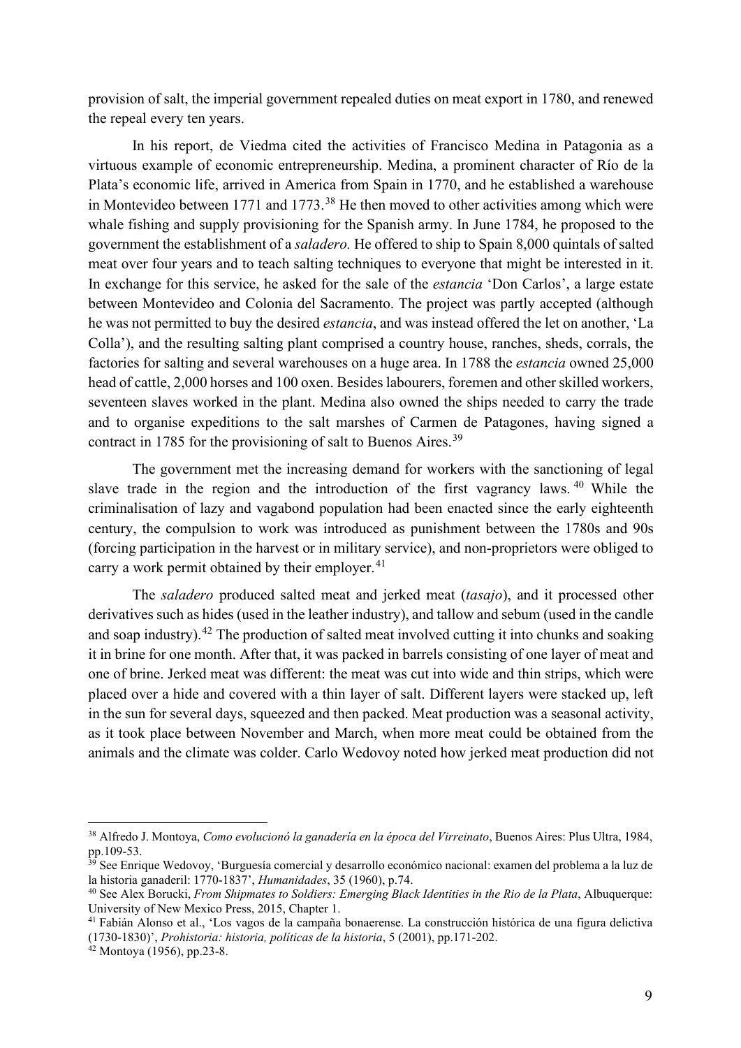provision of salt, the imperial government repealed duties on meat export in 1780, and renewed the repeal every ten years.

In his report, de Viedma cited the activities of Francisco Medina in Patagonia as a virtuous example of economic entrepreneurship. Medina, a prominent character of Río de la Plata's economic life, arrived in America from Spain in 1770, and he established a warehouse in Montevideo between 1771 and 1773.[38] He then moved to other activities among which were whale fishing and supply provisioning for the Spanish army. In June 1784, he proposed to the government the establishment of a *saladero.* He offered to ship to Spain 8,000 quintals of salted meat over four years and to teach salting techniques to everyone that might be interested in it. In exchange for this service, he asked for the sale of the *estancia* 'Don Carlos', a large estate between Montevideo and Colonia del Sacramento. The project was partly accepted (although he was not permitted to buy the desired *estancia*, and was instead offered the let on another, 'La Colla'), and the resulting salting plant comprised a country house, ranches, sheds, corrals, the factories for salting and several warehouses on a huge area. In 1788 the *estancia* owned 25,000 head of cattle, 2,000 horses and 100 oxen. Besides labourers, foremen and other skilled workers, seventeen slaves worked in the plant. Medina also owned the ships needed to carry the trade and to organise expeditions to the salt marshes of Carmen de Patagones, having signed a contract in 1785 for the provisioning of salt to Buenos Aires.[39]

The government met the increasing demand for workers with the sanctioning of legal slave trade in the region and the introduction of the first vagrancy laws.[40] While the criminalisation of lazy and vagabond population had been enacted since the early eighteenth century, the compulsion to work was introduced as punishment between the 1780s and 90s (forcing participation in the harvest or in military service), and non-proprietors were obliged to carry a work permit obtained by their employer.[41]

The *saladero* produced salted meat and jerked meat (*tasajo*), and it processed other derivatives such as hides (used in the leather industry), and tallow and sebum (used in the candle and soap industry).[42] The production of salted meat involved cutting it into chunks and soaking it in brine for one month. After that, it was packed in barrels consisting of one layer of meat and one of brine. Jerked meat was different: the meat was cut into wide and thin strips, which were placed over a hide and covered with a thin layer of salt. Different layers were stacked up, left in the sun for several days, squeezed and then packed. Meat production was a seasonal activity, as it took place between November and March, when more meat could be obtained from the animals and the climate was colder. Carlo Wedovoy noted how jerked meat production did not

---

[38] Alfredo J. Montoya, *Como evolucionó la ganadería en la época del Virreinato*, Buenos Aires: Plus Ultra, 1984, pp.109-53.

[39] See Enrique Wedovoy, 'Burguesía comercial y desarrollo económico nacional: examen del problema a la luz de la historia ganaderil: 1770-1837', *Humanidades*, 35 (1960), p.74.

[40] See Alex Borucki, *From Shipmates to Soldiers: Emerging Black Identities in the Rio de la Plata*, Albuquerque: University of New Mexico Press, 2015, Chapter 1.

[41] Fabián Alonso et al., 'Los vagos de la campaña bonaerense. La construcción histórica de una figura delictiva (1730-1830)', *Prohistoria: historia, políticas de la historia*, 5 (2001), pp.171-202.

[42] Montoya (1956), pp.23-8.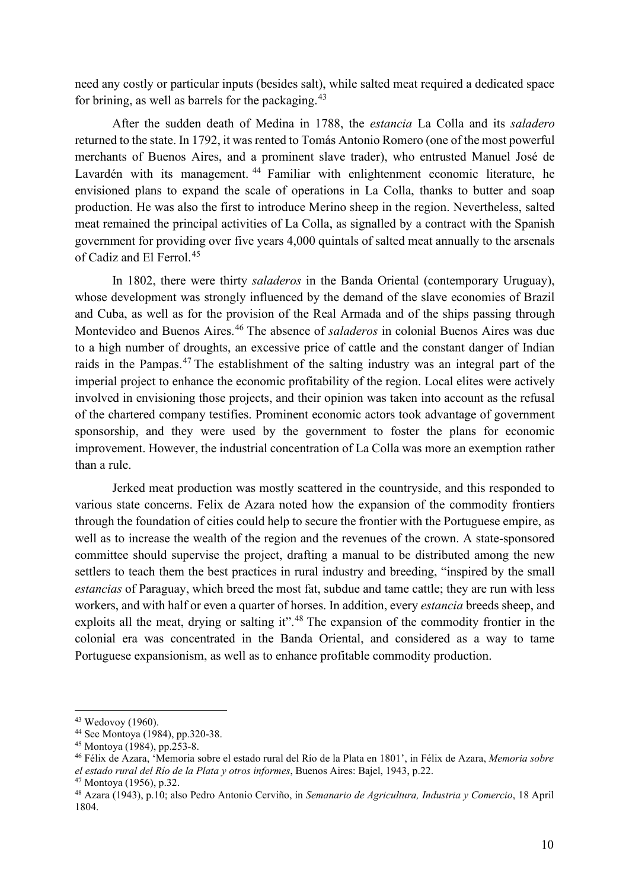need any costly or particular inputs (besides salt), while salted meat required a dedicated space for brining, as well as barrels for the packaging.[43]

After the sudden death of Medina in 1788, the *estancia* La Colla and its *saladero* returned to the state. In 1792, it was rented to Tomás Antonio Romero (one of the most powerful merchants of Buenos Aires, and a prominent slave trader), who entrusted Manuel José de Lavardén with its management.[44] Familiar with enlightenment economic literature, he envisioned plans to expand the scale of operations in La Colla, thanks to butter and soap production. He was also the first to introduce Merino sheep in the region. Nevertheless, salted meat remained the principal activities of La Colla, as signalled by a contract with the Spanish government for providing over five years 4,000 quintals of salted meat annually to the arsenals of Cadiz and El Ferrol.[45]

In 1802, there were thirty *saladeros* in the Banda Oriental (contemporary Uruguay), whose development was strongly influenced by the demand of the slave economies of Brazil and Cuba, as well as for the provision of the Real Armada and of the ships passing through Montevideo and Buenos Aires.[46] The absence of *saladeros* in colonial Buenos Aires was due to a high number of droughts, an excessive price of cattle and the constant danger of Indian raids in the Pampas.[47] The establishment of the salting industry was an integral part of the imperial project to enhance the economic profitability of the region. Local elites were actively involved in envisioning those projects, and their opinion was taken into account as the refusal of the chartered company testifies. Prominent economic actors took advantage of government sponsorship, and they were used by the government to foster the plans for economic improvement. However, the industrial concentration of La Colla was more an exemption rather than a rule.

Jerked meat production was mostly scattered in the countryside, and this responded to various state concerns. Felix de Azara noted how the expansion of the commodity frontiers through the foundation of cities could help to secure the frontier with the Portuguese empire, as well as to increase the wealth of the region and the revenues of the crown. A state-sponsored committee should supervise the project, drafting a manual to be distributed among the new settlers to teach them the best practices in rural industry and breeding, "inspired by the small *estancias* of Paraguay, which breed the most fat, subdue and tame cattle; they are run with less workers, and with half or even a quarter of horses. In addition, every *estancia* breeds sheep, and exploits all the meat, drying or salting it".[48] The expansion of the commodity frontier in the colonial era was concentrated in the Banda Oriental, and considered as a way to tame Portuguese expansionism, as well as to enhance profitable commodity production.

---

[43] Wedovoy (1960).

[44] See Montoya (1984), pp.320-38.

[45] Montoya (1984), pp.253-8.

[46] Félix de Azara, 'Memoria sobre el estado rural del Río de la Plata en 1801', in Félix de Azara, *Memoria sobre el estado rural del Río de la Plata y otros informes*, Buenos Aires: Bajel, 1943, p.22.

[47] Montoya (1956), p.32.

[48] Azara (1943), p.10; also Pedro Antonio Cerviño, in *Semanario de Agricultura, Industria y Comercio*, 18 April 1804.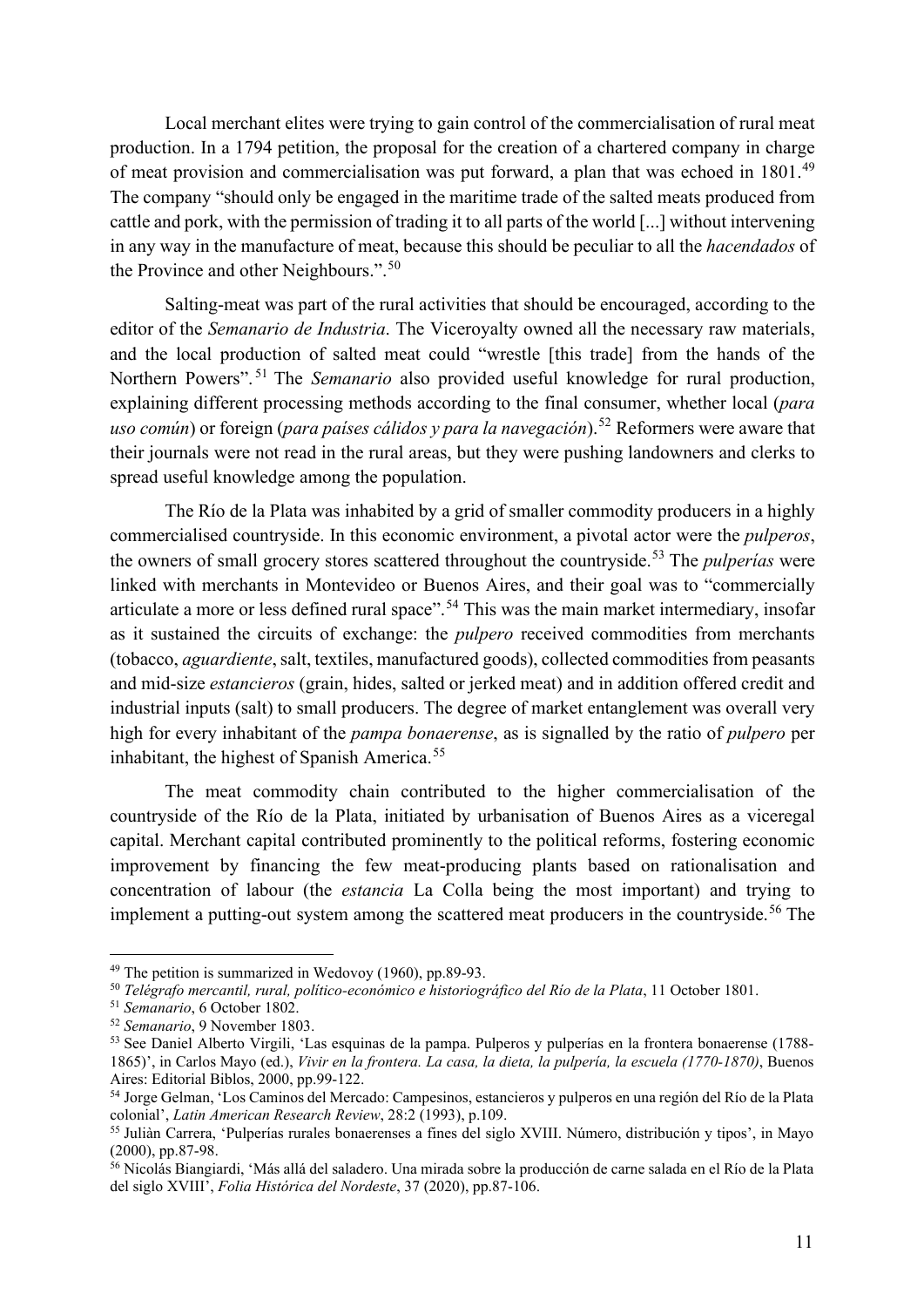Local merchant elites were trying to gain control of the commercialisation of rural meat production. In a 1794 petition, the proposal for the creation of a chartered company in charge of meat provision and commercialisation was put forward, a plan that was echoed in 1801.[49] The company "should only be engaged in the maritime trade of the salted meats produced from cattle and pork, with the permission of trading it to all parts of the world [...] without intervening in any way in the manufacture of meat, because this should be peculiar to all the *hacendados* of the Province and other Neighbours.".[50]

Salting-meat was part of the rural activities that should be encouraged, according to the editor of the *Semanario de Industria*. The Viceroyalty owned all the necessary raw materials, and the local production of salted meat could "wrestle [this trade] from the hands of the Northern Powers".[51] The *Semanario* also provided useful knowledge for rural production, explaining different processing methods according to the final consumer, whether local (*para uso común*) or foreign (*para países cálidos y para la navegación*).[52] Reformers were aware that their journals were not read in the rural areas, but they were pushing landowners and clerks to spread useful knowledge among the population.

The Río de la Plata was inhabited by a grid of smaller commodity producers in a highly commercialised countryside. In this economic environment, a pivotal actor were the *pulperos*, the owners of small grocery stores scattered throughout the countryside.[53] The *pulperías* were linked with merchants in Montevideo or Buenos Aires, and their goal was to "commercially articulate a more or less defined rural space".[54] This was the main market intermediary, insofar as it sustained the circuits of exchange: the *pulpero* received commodities from merchants (tobacco, *aguardiente*, salt, textiles, manufactured goods), collected commodities from peasants and mid-size *estancieros* (grain, hides, salted or jerked meat) and in addition offered credit and industrial inputs (salt) to small producers. The degree of market entanglement was overall very high for every inhabitant of the *pampa bonaerense*, as is signalled by the ratio of *pulpero* per inhabitant, the highest of Spanish America.[55]

The meat commodity chain contributed to the higher commercialisation of the countryside of the Río de la Plata, initiated by urbanisation of Buenos Aires as a viceregal capital. Merchant capital contributed prominently to the political reforms, fostering economic improvement by financing the few meat-producing plants based on rationalisation and concentration of labour (the *estancia* La Colla being the most important) and trying to implement a putting-out system among the scattered meat producers in the countryside.[56] The

---

[49] The petition is summarized in Wedovoy (1960), pp.89-93.

[50] *Telégrafo mercantil, rural, político-económico e historiográfico del Río de la Plata*, 11 October 1801.

[51] *Semanario*, 6 October 1802.

[52] *Semanario*, 9 November 1803.

[53] See Daniel Alberto Virgili, 'Las esquinas de la pampa. Pulperos y pulperías en la frontera bonaerense (1788-1865)', in Carlos Mayo (ed.), *Vivir en la frontera. La casa, la dieta, la pulpería, la escuela (1770-1870)*, Buenos Aires: Editorial Biblos, 2000, pp.99-122.

[54] Jorge Gelman, 'Los Caminos del Mercado: Campesinos, estancieros y pulperos en una región del Río de la Plata colonial', *Latin American Research Review*, 28:2 (1993), p.109.

[55] Julián Carrera, 'Pulperías rurales bonaerenses a fines del siglo XVIII. Número, distribución y tipos', in Mayo (2000), pp.87-98.

[56] Nicolás Biangiardi, 'Más allá del saladero. Una mirada sobre la producción de carne salada en el Río de la Plata del siglo XVIII', *Folia Histórica del Nordeste*, 37 (2020), pp.87-106.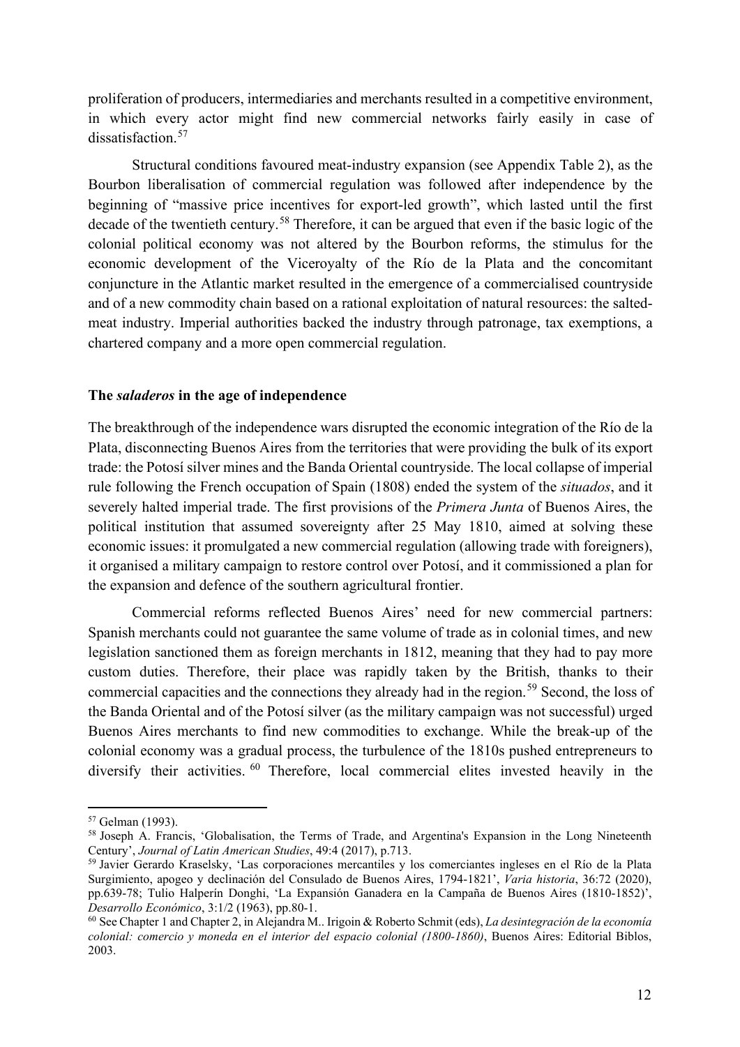proliferation of producers, intermediaries and merchants resulted in a competitive environment, in which every actor might find new commercial networks fairly easily in case of dissatisfaction.[57]

Structural conditions favoured meat-industry expansion (see Appendix Table 2), as the Bourbon liberalisation of commercial regulation was followed after independence by the beginning of "massive price incentives for export-led growth", which lasted until the first decade of the twentieth century.[58] Therefore, it can be argued that even if the basic logic of the colonial political economy was not altered by the Bourbon reforms, the stimulus for the economic development of the Viceroyalty of the Río de la Plata and the concomitant conjuncture in the Atlantic market resulted in the emergence of a commercialised countryside and of a new commodity chain based on a rational exploitation of natural resources: the salted-meat industry. Imperial authorities backed the industry through patronage, tax exemptions, a chartered company and a more open commercial regulation.

## The *saladeros* in the age of independence

The breakthrough of the independence wars disrupted the economic integration of the Río de la Plata, disconnecting Buenos Aires from the territories that were providing the bulk of its export trade: the Potosí silver mines and the Banda Oriental countryside. The local collapse of imperial rule following the French occupation of Spain (1808) ended the system of the *situados*, and it severely halted imperial trade. The first provisions of the *Primera Junta* of Buenos Aires, the political institution that assumed sovereignty after 25 May 1810, aimed at solving these economic issues: it promulgated a new commercial regulation (allowing trade with foreigners), it organised a military campaign to restore control over Potosí, and it commissioned a plan for the expansion and defence of the southern agricultural frontier.

Commercial reforms reflected Buenos Aires' need for new commercial partners: Spanish merchants could not guarantee the same volume of trade as in colonial times, and new legislation sanctioned them as foreign merchants in 1812, meaning that they had to pay more custom duties. Therefore, their place was rapidly taken by the British, thanks to their commercial capacities and the connections they already had in the region.[59] Second, the loss of the Banda Oriental and of the Potosí silver (as the military campaign was not successful) urged Buenos Aires merchants to find new commodities to exchange. While the break-up of the colonial economy was a gradual process, the turbulence of the 1810s pushed entrepreneurs to diversify their activities.[60] Therefore, local commercial elites invested heavily in the

---

[57] Gelman (1993).

[58] Joseph A. Francis, 'Globalisation, the Terms of Trade, and Argentina's Expansion in the Long Nineteenth Century', *Journal of Latin American Studies*, 49:4 (2017), p.713.

[59] Javier Gerardo Kraselsky, 'Las corporaciones mercantiles y los comerciantes ingleses en el Río de la Plata Surgimiento, apogeo y declinación del Consulado de Buenos Aires, 1794-1821', *Varia historia*, 36:72 (2020), pp.639-78; Tulio Halperín Donghi, 'La Expansión Ganadera en la Campaña de Buenos Aires (1810-1852)', *Desarrollo Económico*, 3:1/2 (1963), pp.80-1.

[60] See Chapter 1 and Chapter 2, in Alejandra M.. Irigoin & Roberto Schmit (eds), *La desintegración de la economía colonial: comercio y moneda en el interior del espacio colonial (1800-1860)*, Buenos Aires: Editorial Biblos, 2003.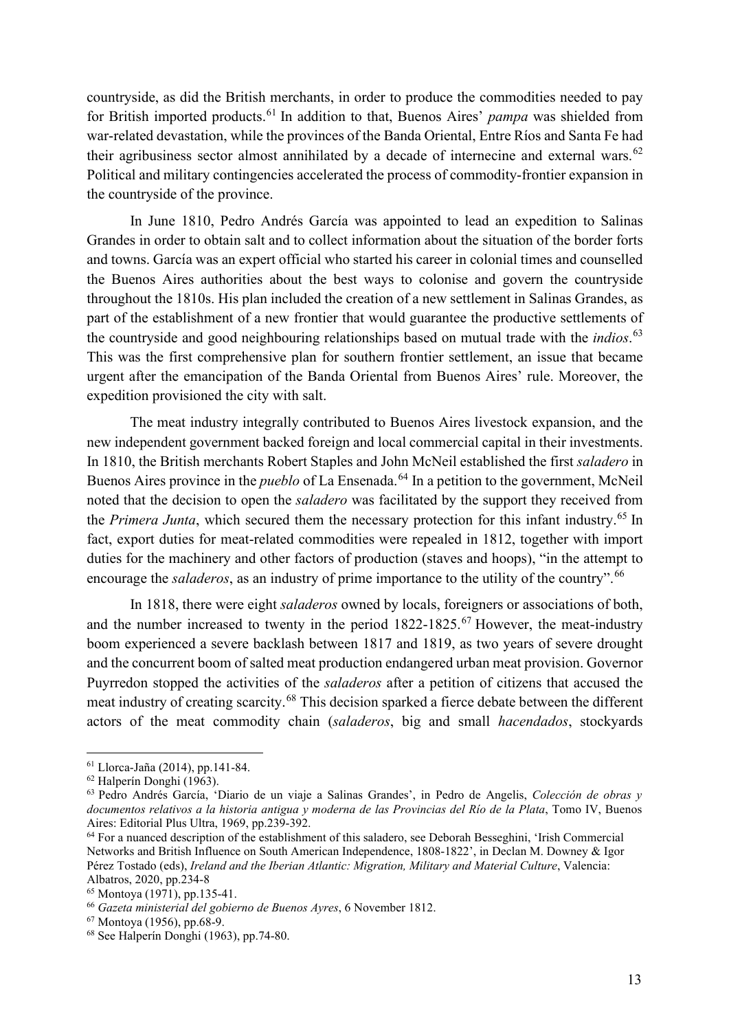countryside, as did the British merchants, in order to produce the commodities needed to pay for British imported products.[61] In addition to that, Buenos Aires' *pampa* was shielded from war-related devastation, while the provinces of the Banda Oriental, Entre Ríos and Santa Fe had their agribusiness sector almost annihilated by a decade of internecine and external wars.[62] Political and military contingencies accelerated the process of commodity-frontier expansion in the countryside of the province.

In June 1810, Pedro Andrés García was appointed to lead an expedition to Salinas Grandes in order to obtain salt and to collect information about the situation of the border forts and towns. García was an expert official who started his career in colonial times and counselled the Buenos Aires authorities about the best ways to colonise and govern the countryside throughout the 1810s. His plan included the creation of a new settlement in Salinas Grandes, as part of the establishment of a new frontier that would guarantee the productive settlements of the countryside and good neighbouring relationships based on mutual trade with the *indios*.[63] This was the first comprehensive plan for southern frontier settlement, an issue that became urgent after the emancipation of the Banda Oriental from Buenos Aires' rule. Moreover, the expedition provisioned the city with salt.

The meat industry integrally contributed to Buenos Aires livestock expansion, and the new independent government backed foreign and local commercial capital in their investments. In 1810, the British merchants Robert Staples and John McNeil established the first *saladero* in Buenos Aires province in the *pueblo* of La Ensenada.[64] In a petition to the government, McNeil noted that the decision to open the *saladero* was facilitated by the support they received from the *Primera Junta*, which secured them the necessary protection for this infant industry.[65] In fact, export duties for meat-related commodities were repealed in 1812, together with import duties for the machinery and other factors of production (staves and hoops), "in the attempt to encourage the *saladeros*, as an industry of prime importance to the utility of the country".[66]

In 1818, there were eight *saladeros* owned by locals, foreigners or associations of both, and the number increased to twenty in the period 1822-1825.[67] However, the meat-industry boom experienced a severe backlash between 1817 and 1819, as two years of severe drought and the concurrent boom of salted meat production endangered urban meat provision. Governor Puyrredon stopped the activities of the *saladeros* after a petition of citizens that accused the meat industry of creating scarcity.[68] This decision sparked a fierce debate between the different actors of the meat commodity chain (*saladeros*, big and small *hacendados*, stockyards

---

[61] Llorca-Jaña (2014), pp.141-84.

[62] Halperín Donghi (1963).

[63] Pedro Andrés García, 'Diario de un viaje a Salinas Grandes', in Pedro de Angelis, *Colección de obras y documentos relativos a la historia antigua y moderna de las Provincias del Río de la Plata*, Tomo IV, Buenos Aires: Editorial Plus Ultra, 1969, pp.239-392.

[64] For a nuanced description of the establishment of this saladero, see Deborah Besseghini, 'Irish Commercial Networks and British Influence on South American Independence, 1808-1822', in Declan M. Downey & Igor Pérez Tostado (eds), *Ireland and the Iberian Atlantic: Migration, Military and Material Culture*, Valencia: Albatros, 2020, pp.234-8

[65] Montoya (1971), pp.135-41.

[66] *Gazeta ministerial del gobierno de Buenos Ayres*, 6 November 1812.

[67] Montoya (1956), pp.68-9.

[68] See Halperín Donghi (1963), pp.74-80.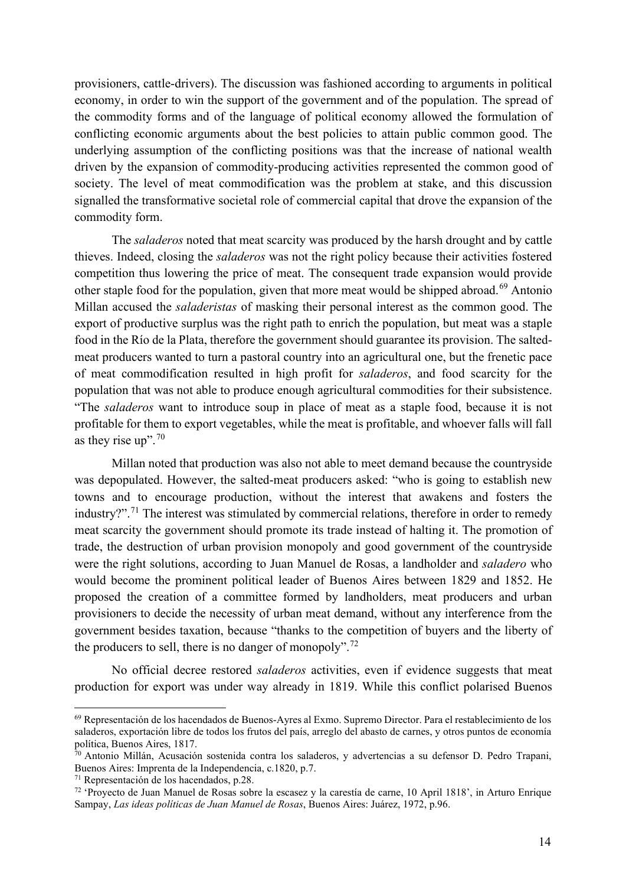provisioners, cattle-drivers). The discussion was fashioned according to arguments in political economy, in order to win the support of the government and of the population. The spread of the commodity forms and of the language of political economy allowed the formulation of conflicting economic arguments about the best policies to attain public common good. The underlying assumption of the conflicting positions was that the increase of national wealth driven by the expansion of commodity-producing activities represented the common good of society. The level of meat commodification was the problem at stake, and this discussion signalled the transformative societal role of commercial capital that drove the expansion of the commodity form.

The *saladeros* noted that meat scarcity was produced by the harsh drought and by cattle thieves. Indeed, closing the *saladeros* was not the right policy because their activities fostered competition thus lowering the price of meat. The consequent trade expansion would provide other staple food for the population, given that more meat would be shipped abroad.[69] Antonio Millan accused the *saladeristas* of masking their personal interest as the common good. The export of productive surplus was the right path to enrich the population, but meat was a staple food in the Río de la Plata, therefore the government should guarantee its provision. The salted-meat producers wanted to turn a pastoral country into an agricultural one, but the frenetic pace of meat commodification resulted in high profit for *saladeros*, and food scarcity for the population that was not able to produce enough agricultural commodities for their subsistence. "The *saladeros* want to introduce soup in place of meat as a staple food, because it is not profitable for them to export vegetables, while the meat is profitable, and whoever falls will fall as they rise up".[70]

Millan noted that production was also not able to meet demand because the countryside was depopulated. However, the salted-meat producers asked: "who is going to establish new towns and to encourage production, without the interest that awakens and fosters the industry?".[71] The interest was stimulated by commercial relations, therefore in order to remedy meat scarcity the government should promote its trade instead of halting it. The promotion of trade, the destruction of urban provision monopoly and good government of the countryside were the right solutions, according to Juan Manuel de Rosas, a landholder and *saladero* who would become the prominent political leader of Buenos Aires between 1829 and 1852. He proposed the creation of a committee formed by landholders, meat producers and urban provisioners to decide the necessity of urban meat demand, without any interference from the government besides taxation, because "thanks to the competition of buyers and the liberty of the producers to sell, there is no danger of monopoly".[72]

No official decree restored *saladeros* activities, even if evidence suggests that meat production for export was under way already in 1819. While this conflict polarised Buenos

---

[69] Representación de los hacendados de Buenos-Ayres al Exmo. Supremo Director. Para el restablecimiento de los saladeros, exportación libre de todos los frutos del país, arreglo del abasto de carnes, y otros puntos de economía política, Buenos Aires, 1817.

[70] Antonio Millán, Acusación sostenida contra los saladeros, y advertencias a su defensor D. Pedro Trapani, Buenos Aires: Imprenta de la Independencia, c.1820, p.7.

[71] Representación de los hacendados, p.28.

[72] 'Proyecto de Juan Manuel de Rosas sobre la escasez y la carestía de carne, 10 April 1818', in Arturo Enrique Sampay, *Las ideas políticas de Juan Manuel de Rosas*, Buenos Aires: Juárez, 1972, p.96.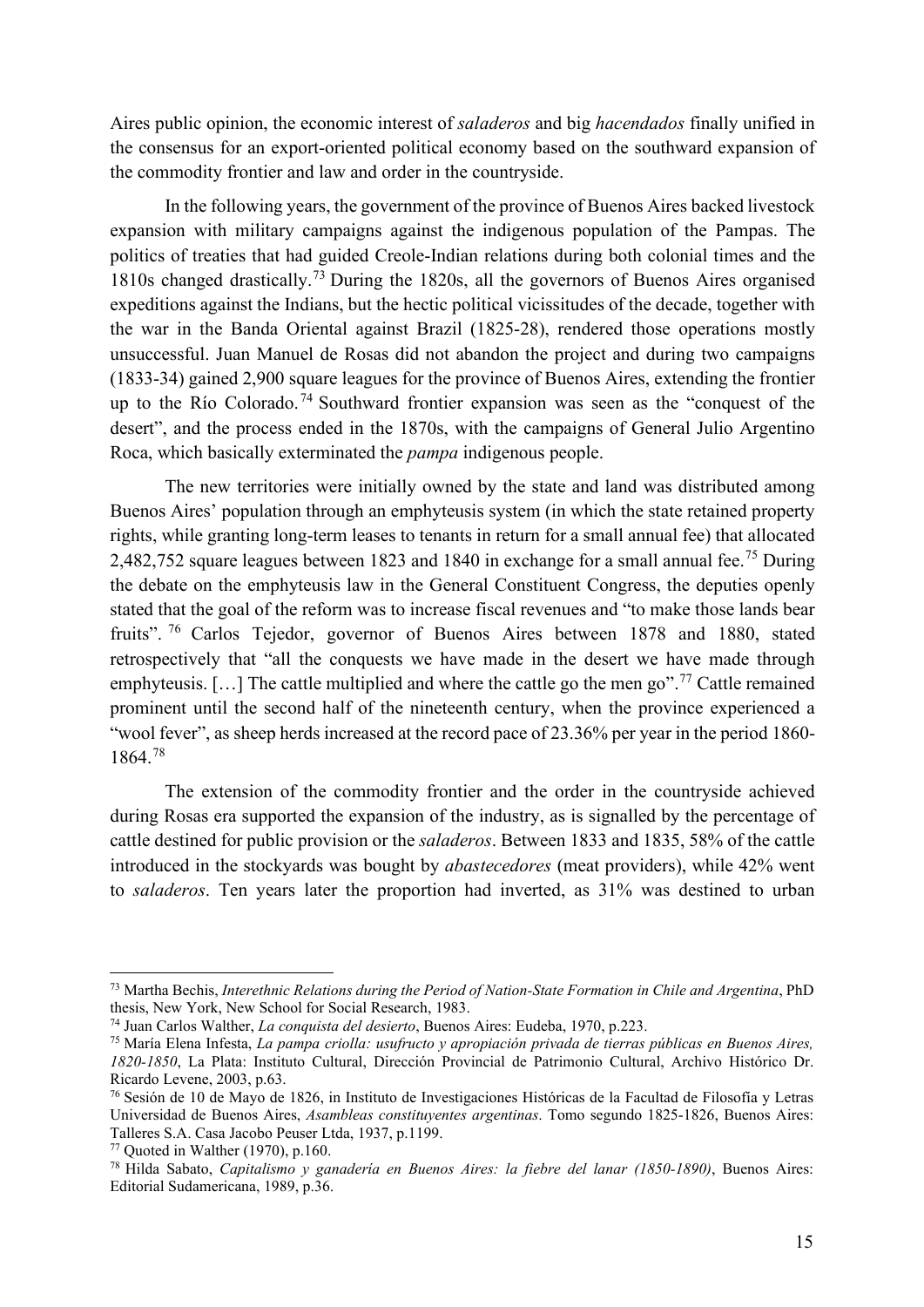Aires public opinion, the economic interest of *saladeros* and big *hacendados* finally unified in the consensus for an export-oriented political economy based on the southward expansion of the commodity frontier and law and order in the countryside.

In the following years, the government of the province of Buenos Aires backed livestock expansion with military campaigns against the indigenous population of the Pampas. The politics of treaties that had guided Creole-Indian relations during both colonial times and the 1810s changed drastically.[73] During the 1820s, all the governors of Buenos Aires organised expeditions against the Indians, but the hectic political vicissitudes of the decade, together with the war in the Banda Oriental against Brazil (1825-28), rendered those operations mostly unsuccessful. Juan Manuel de Rosas did not abandon the project and during two campaigns (1833-34) gained 2,900 square leagues for the province of Buenos Aires, extending the frontier up to the Río Colorado.[74] Southward frontier expansion was seen as the "conquest of the desert", and the process ended in the 1870s, with the campaigns of General Julio Argentino Roca, which basically exterminated the *pampa* indigenous people.

The new territories were initially owned by the state and land was distributed among Buenos Aires' population through an emphyteusis system (in which the state retained property rights, while granting long-term leases to tenants in return for a small annual fee) that allocated 2,482,752 square leagues between 1823 and 1840 in exchange for a small annual fee.[75] During the debate on the emphyteusis law in the General Constituent Congress, the deputies openly stated that the goal of the reform was to increase fiscal revenues and "to make those lands bear fruits".[76] Carlos Tejedor, governor of Buenos Aires between 1878 and 1880, stated retrospectively that "all the conquests we have made in the desert we have made through emphyteusis. […] The cattle multiplied and where the cattle go the men go".[77] Cattle remained prominent until the second half of the nineteenth century, when the province experienced a "wool fever", as sheep herds increased at the record pace of 23.36% per year in the period 1860-1864.[78]

The extension of the commodity frontier and the order in the countryside achieved during Rosas era supported the expansion of the industry, as is signalled by the percentage of cattle destined for public provision or the *saladeros*. Between 1833 and 1835, 58% of the cattle introduced in the stockyards was bought by *abastecedores* (meat providers), while 42% went to *saladeros*. Ten years later the proportion had inverted, as 31% was destined to urban

---

[73] Martha Bechis, *Interethnic Relations during the Period of Nation-State Formation in Chile and Argentina*, PhD thesis, New York, New School for Social Research, 1983.

[74] Juan Carlos Walther, *La conquista del desierto*, Buenos Aires: Eudeba, 1970, p.223.

[75] María Elena Infesta, *La pampa criolla: usufructo y apropiación privada de tierras públicas en Buenos Aires, 1820-1850*, La Plata: Instituto Cultural, Dirección Provincial de Patrimonio Cultural, Archivo Histórico Dr. Ricardo Levene, 2003, p.63.

[76] Sesión de 10 de Mayo de 1826, in Instituto de Investigaciones Históricas de la Facultad de Filosofía y Letras Universidad de Buenos Aires, *Asambleas constituyentes argentinas*. Tomo segundo 1825-1826, Buenos Aires: Talleres S.A. Casa Jacobo Peuser Ltda, 1937, p.1199.

[77] Quoted in Walther (1970), p.160.

[78] Hilda Sabato, *Capitalismo y ganadería en Buenos Aires: la fiebre del lanar (1850-1890)*, Buenos Aires: Editorial Sudamericana, 1989, p.36.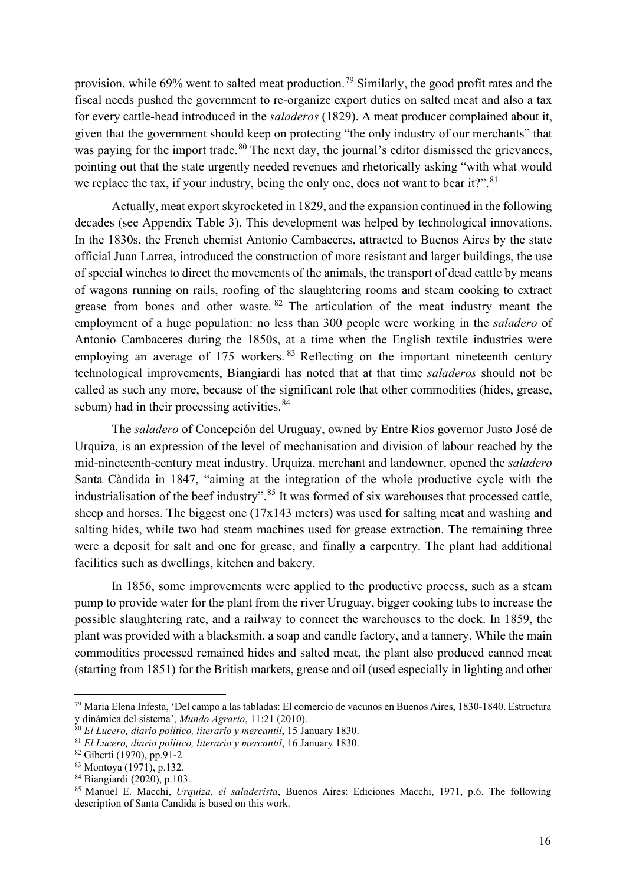provision, while 69% went to salted meat production.[79] Similarly, the good profit rates and the fiscal needs pushed the government to re-organize export duties on salted meat and also a tax for every cattle-head introduced in the *saladeros* (1829). A meat producer complained about it, given that the government should keep on protecting "the only industry of our merchants" that was paying for the import trade.[80] The next day, the journal's editor dismissed the grievances, pointing out that the state urgently needed revenues and rhetorically asking "with what would we replace the tax, if your industry, being the only one, does not want to bear it?".[81]

Actually, meat export skyrocketed in 1829, and the expansion continued in the following decades (see Appendix Table 3). This development was helped by technological innovations. In the 1830s, the French chemist Antonio Cambaceres, attracted to Buenos Aires by the state official Juan Larrea, introduced the construction of more resistant and larger buildings, the use of special winches to direct the movements of the animals, the transport of dead cattle by means of wagons running on rails, roofing of the slaughtering rooms and steam cooking to extract grease from bones and other waste.[82] The articulation of the meat industry meant the employment of a huge population: no less than 300 people were working in the *saladero* of Antonio Cambaceres during the 1850s, at a time when the English textile industries were employing an average of 175 workers.[83] Reflecting on the important nineteenth century technological improvements, Biangiardi has noted that at that time *saladeros* should not be called as such any more, because of the significant role that other commodities (hides, grease, sebum) had in their processing activities.[84]

The *saladero* of Concepción del Uruguay, owned by Entre Ríos governor Justo José de Urquiza, is an expression of the level of mechanisation and division of labour reached by the mid-nineteenth-century meat industry. Urquiza, merchant and landowner, opened the *saladero* Santa Càndida in 1847, "aiming at the integration of the whole productive cycle with the industrialisation of the beef industry".[85] It was formed of six warehouses that processed cattle, sheep and horses. The biggest one (17x143 meters) was used for salting meat and washing and salting hides, while two had steam machines used for grease extraction. The remaining three were a deposit for salt and one for grease, and finally a carpentry. The plant had additional facilities such as dwellings, kitchen and bakery.

In 1856, some improvements were applied to the productive process, such as a steam pump to provide water for the plant from the river Uruguay, bigger cooking tubs to increase the possible slaughtering rate, and a railway to connect the warehouses to the dock. In 1859, the plant was provided with a blacksmith, a soap and candle factory, and a tannery. While the main commodities processed remained hides and salted meat, the plant also produced canned meat (starting from 1851) for the British markets, grease and oil (used especially in lighting and other

---

[79] María Elena Infesta, 'Del campo a las tabladas: El comercio de vacunos en Buenos Aires, 1830-1840. Estructura y dinámica del sistema', *Mundo Agrario*, 11:21 (2010).
[80] *El Lucero, diario político, literario y mercantil*, 15 January 1830.
[81] *El Lucero, diario político, literario y mercantil*, 16 January 1830.
[82] Giberti (1970), pp.91-2
[83] Montoya (1971), p.132.
[84] Biangiardi (2020), p.103.
[85] Manuel E. Macchi, *Urquiza, el saladerista*, Buenos Aires: Ediciones Macchi, 1971, p.6. The following description of Santa Candida is based on this work.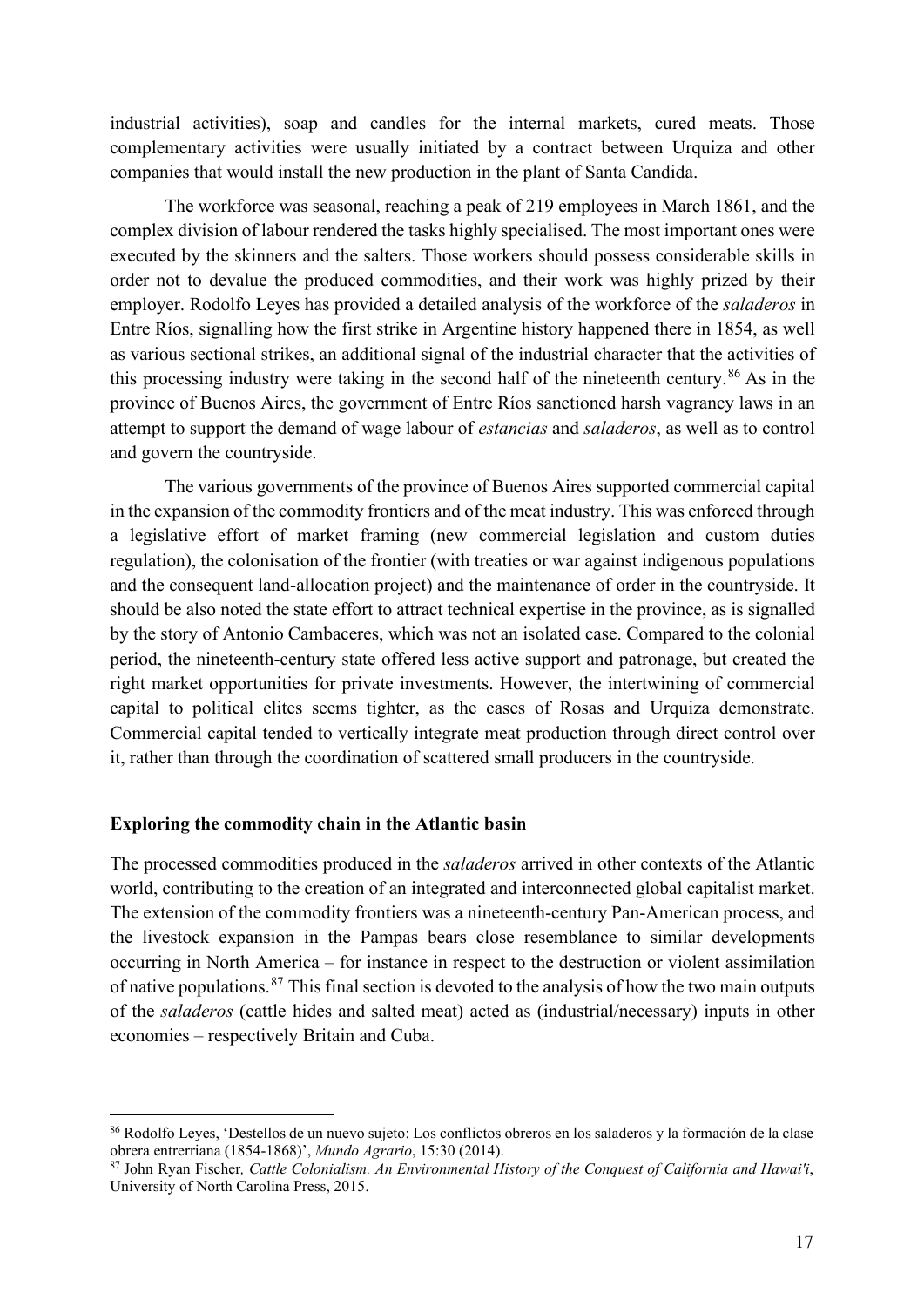industrial activities), soap and candles for the internal markets, cured meats. Those complementary activities were usually initiated by a contract between Urquiza and other companies that would install the new production in the plant of Santa Candida.

The workforce was seasonal, reaching a peak of 219 employees in March 1861, and the complex division of labour rendered the tasks highly specialised. The most important ones were executed by the skinners and the salters. Those workers should possess considerable skills in order not to devalue the produced commodities, and their work was highly prized by their employer. Rodolfo Leyes has provided a detailed analysis of the workforce of the *saladeros* in Entre Ríos, signalling how the first strike in Argentine history happened there in 1854, as well as various sectional strikes, an additional signal of the industrial character that the activities of this processing industry were taking in the second half of the nineteenth century.[86] As in the province of Buenos Aires, the government of Entre Ríos sanctioned harsh vagrancy laws in an attempt to support the demand of wage labour of *estancias* and *saladeros*, as well as to control and govern the countryside.

The various governments of the province of Buenos Aires supported commercial capital in the expansion of the commodity frontiers and of the meat industry. This was enforced through a legislative effort of market framing (new commercial legislation and custom duties regulation), the colonisation of the frontier (with treaties or war against indigenous populations and the consequent land-allocation project) and the maintenance of order in the countryside. It should be also noted the state effort to attract technical expertise in the province, as is signalled by the story of Antonio Cambaceres, which was not an isolated case. Compared to the colonial period, the nineteenth-century state offered less active support and patronage, but created the right market opportunities for private investments. However, the intertwining of commercial capital to political elites seems tighter, as the cases of Rosas and Urquiza demonstrate. Commercial capital tended to vertically integrate meat production through direct control over it, rather than through the coordination of scattered small producers in the countryside.

## Exploring the commodity chain in the Atlantic basin

The processed commodities produced in the *saladeros* arrived in other contexts of the Atlantic world, contributing to the creation of an integrated and interconnected global capitalist market. The extension of the commodity frontiers was a nineteenth-century Pan-American process, and the livestock expansion in the Pampas bears close resemblance to similar developments occurring in North America – for instance in respect to the destruction or violent assimilation of native populations.[87] This final section is devoted to the analysis of how the two main outputs of the *saladeros* (cattle hides and salted meat) acted as (industrial/necessary) inputs in other economies – respectively Britain and Cuba.

---

[86] Rodolfo Leyes, 'Destellos de un nuevo sujeto: Los conflictos obreros en los saladeros y la formación de la clase obrera entrerriana (1854-1868)', *Mundo Agrario*, 15:30 (2014).

[87] John Ryan Fischer, *Cattle Colonialism. An Environmental History of the Conquest of California and Hawai'i*, University of North Carolina Press, 2015.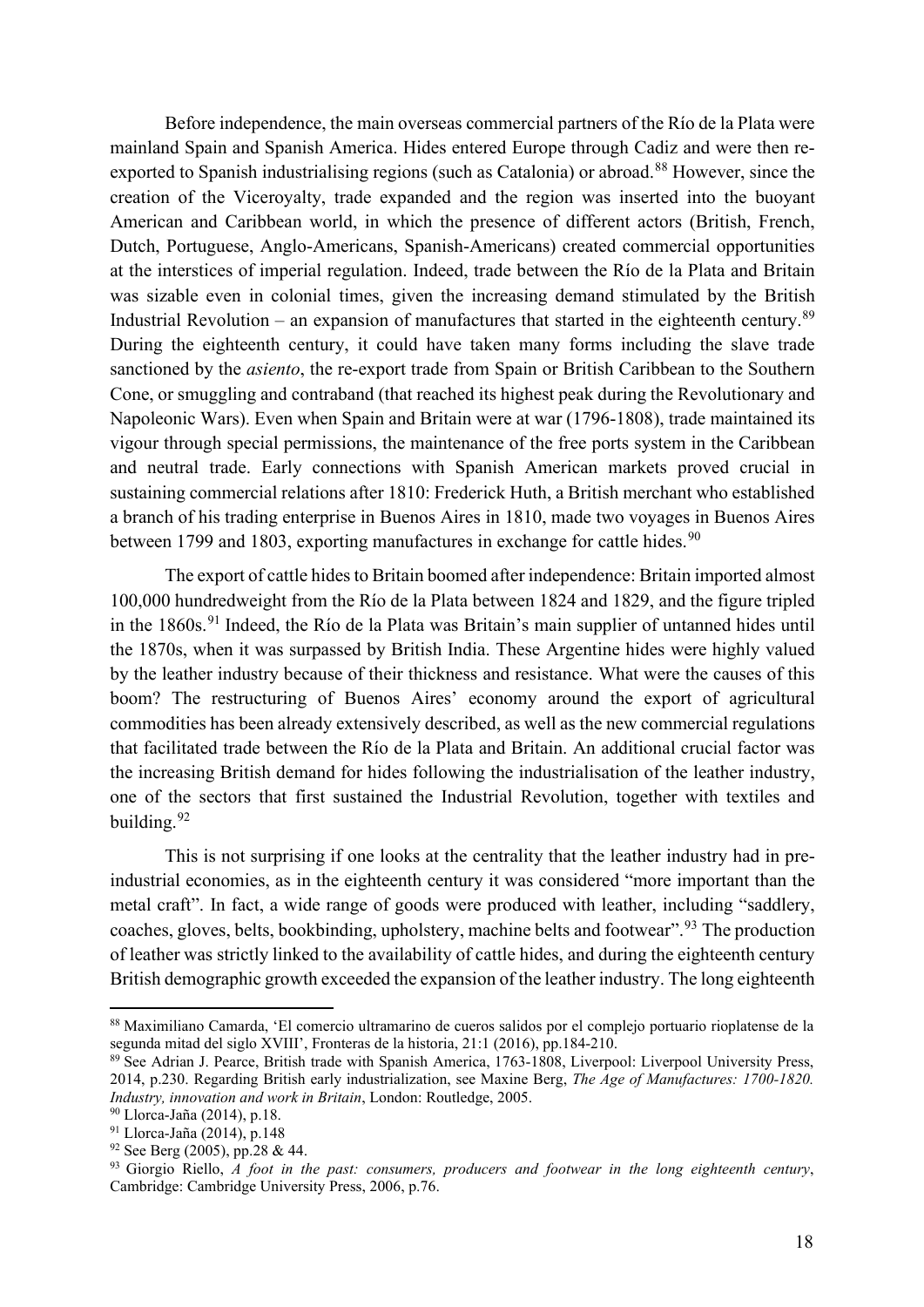Before independence, the main overseas commercial partners of the Río de la Plata were mainland Spain and Spanish America. Hides entered Europe through Cadiz and were then re-exported to Spanish industrialising regions (such as Catalonia) or abroad.[88] However, since the creation of the Viceroyalty, trade expanded and the region was inserted into the buoyant American and Caribbean world, in which the presence of different actors (British, French, Dutch, Portuguese, Anglo-Americans, Spanish-Americans) created commercial opportunities at the interstices of imperial regulation. Indeed, trade between the Río de la Plata and Britain was sizable even in colonial times, given the increasing demand stimulated by the British Industrial Revolution – an expansion of manufactures that started in the eighteenth century.[89] During the eighteenth century, it could have taken many forms including the slave trade sanctioned by the *asiento*, the re-export trade from Spain or British Caribbean to the Southern Cone, or smuggling and contraband (that reached its highest peak during the Revolutionary and Napoleonic Wars). Even when Spain and Britain were at war (1796-1808), trade maintained its vigour through special permissions, the maintenance of the free ports system in the Caribbean and neutral trade. Early connections with Spanish American markets proved crucial in sustaining commercial relations after 1810: Frederick Huth, a British merchant who established a branch of his trading enterprise in Buenos Aires in 1810, made two voyages in Buenos Aires between 1799 and 1803, exporting manufactures in exchange for cattle hides.[90]

The export of cattle hides to Britain boomed after independence: Britain imported almost 100,000 hundredweight from the Río de la Plata between 1824 and 1829, and the figure tripled in the 1860s.[91] Indeed, the Río de la Plata was Britain's main supplier of untanned hides until the 1870s, when it was surpassed by British India. These Argentine hides were highly valued by the leather industry because of their thickness and resistance. What were the causes of this boom? The restructuring of Buenos Aires' economy around the export of agricultural commodities has been already extensively described, as well as the new commercial regulations that facilitated trade between the Río de la Plata and Britain. An additional crucial factor was the increasing British demand for hides following the industrialisation of the leather industry, one of the sectors that first sustained the Industrial Revolution, together with textiles and building.[92]

This is not surprising if one looks at the centrality that the leather industry had in pre-industrial economies, as in the eighteenth century it was considered "more important than the metal craft". In fact, a wide range of goods were produced with leather, including "saddlery, coaches, gloves, belts, bookbinding, upholstery, machine belts and footwear".[93] The production of leather was strictly linked to the availability of cattle hides, and during the eighteenth century British demographic growth exceeded the expansion of the leather industry. The long eighteenth

---

[88] Maximiliano Camarda, 'El comercio ultramarino de cueros salidos por el complejo portuario rioplatense de la segunda mitad del siglo XVIII', Fronteras de la historia, 21:1 (2016), pp.184-210.

[89] See Adrian J. Pearce, British trade with Spanish America, 1763-1808, Liverpool: Liverpool University Press, 2014, p.230. Regarding British early industrialization, see Maxine Berg, *The Age of Manufactures: 1700-1820. Industry, innovation and work in Britain*, London: Routledge, 2005.

[90] Llorca-Jaña (2014), p.18.

[91] Llorca-Jaña (2014), p.148

[92] See Berg (2005), pp.28 & 44.

[93] Giorgio Riello, *A foot in the past: consumers, producers and footwear in the long eighteenth century*, Cambridge: Cambridge University Press, 2006, p.76.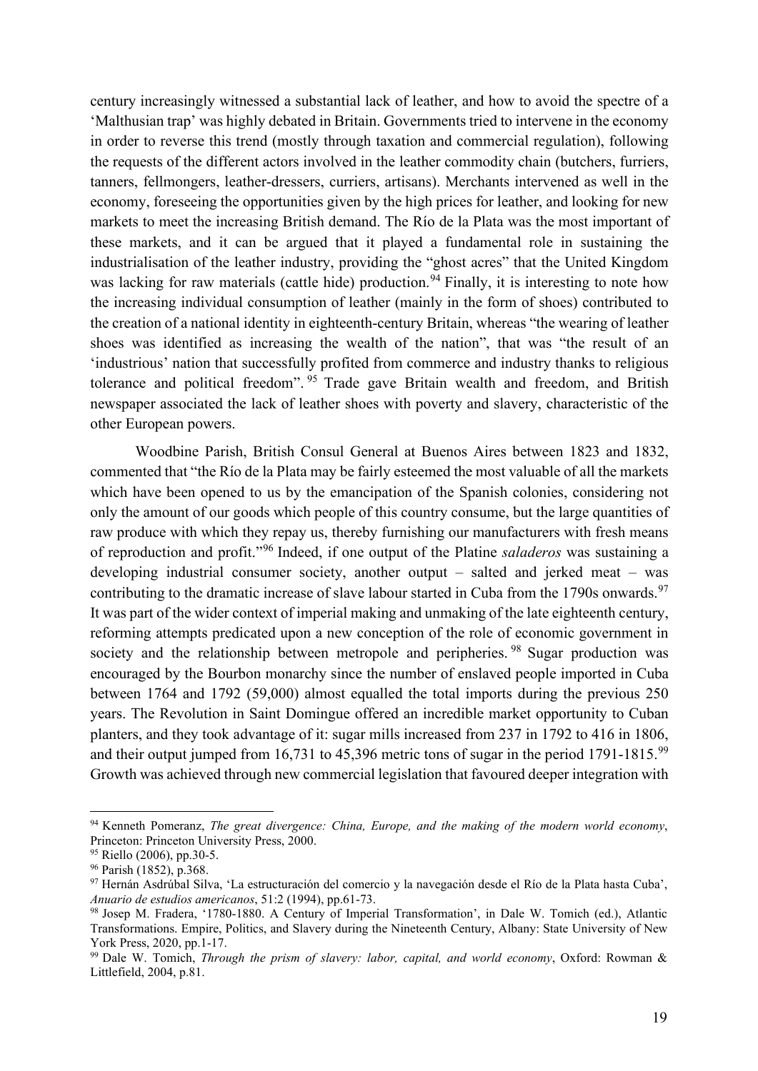century increasingly witnessed a substantial lack of leather, and how to avoid the spectre of a 'Malthusian trap' was highly debated in Britain. Governments tried to intervene in the economy in order to reverse this trend (mostly through taxation and commercial regulation), following the requests of the different actors involved in the leather commodity chain (butchers, furriers, tanners, fellmongers, leather-dressers, curriers, artisans). Merchants intervened as well in the economy, foreseeing the opportunities given by the high prices for leather, and looking for new markets to meet the increasing British demand. The Río de la Plata was the most important of these markets, and it can be argued that it played a fundamental role in sustaining the industrialisation of the leather industry, providing the "ghost acres" that the United Kingdom was lacking for raw materials (cattle hide) production.[94] Finally, it is interesting to note how the increasing individual consumption of leather (mainly in the form of shoes) contributed to the creation of a national identity in eighteenth-century Britain, whereas "the wearing of leather shoes was identified as increasing the wealth of the nation", that was "the result of an 'industrious' nation that successfully profited from commerce and industry thanks to religious tolerance and political freedom".[95] Trade gave Britain wealth and freedom, and British newspaper associated the lack of leather shoes with poverty and slavery, characteristic of the other European powers.

Woodbine Parish, British Consul General at Buenos Aires between 1823 and 1832, commented that "the Río de la Plata may be fairly esteemed the most valuable of all the markets which have been opened to us by the emancipation of the Spanish colonies, considering not only the amount of our goods which people of this country consume, but the large quantities of raw produce with which they repay us, thereby furnishing our manufacturers with fresh means of reproduction and profit."[96] Indeed, if one output of the Platine *saladeros* was sustaining a developing industrial consumer society, another output – salted and jerked meat – was contributing to the dramatic increase of slave labour started in Cuba from the 1790s onwards.[97] It was part of the wider context of imperial making and unmaking of the late eighteenth century, reforming attempts predicated upon a new conception of the role of economic government in society and the relationship between metropole and peripheries.[98] Sugar production was encouraged by the Bourbon monarchy since the number of enslaved people imported in Cuba between 1764 and 1792 (59,000) almost equalled the total imports during the previous 250 years. The Revolution in Saint Domingue offered an incredible market opportunity to Cuban planters, and they took advantage of it: sugar mills increased from 237 in 1792 to 416 in 1806, and their output jumped from 16,731 to 45,396 metric tons of sugar in the period 1791-1815.[99] Growth was achieved through new commercial legislation that favoured deeper integration with

---

[94] Kenneth Pomeranz, *The great divergence: China, Europe, and the making of the modern world economy*, Princeton: Princeton University Press, 2000.

[95] Riello (2006), pp.30-5.

[96] Parish (1852), p.368.

[97] Hernán Asdrúbal Silva, 'La estructuración del comercio y la navegación desde el Río de la Plata hasta Cuba', *Anuario de estudios americanos*, 51:2 (1994), pp.61-73.

[98] Josep M. Fradera, '1780-1880. A Century of Imperial Transformation', in Dale W. Tomich (ed.), Atlantic Transformations. Empire, Politics, and Slavery during the Nineteenth Century, Albany: State University of New York Press, 2020, pp.1-17.

[99] Dale W. Tomich, *Through the prism of slavery: labor, capital, and world economy*, Oxford: Rowman & Littlefield, 2004, p.81.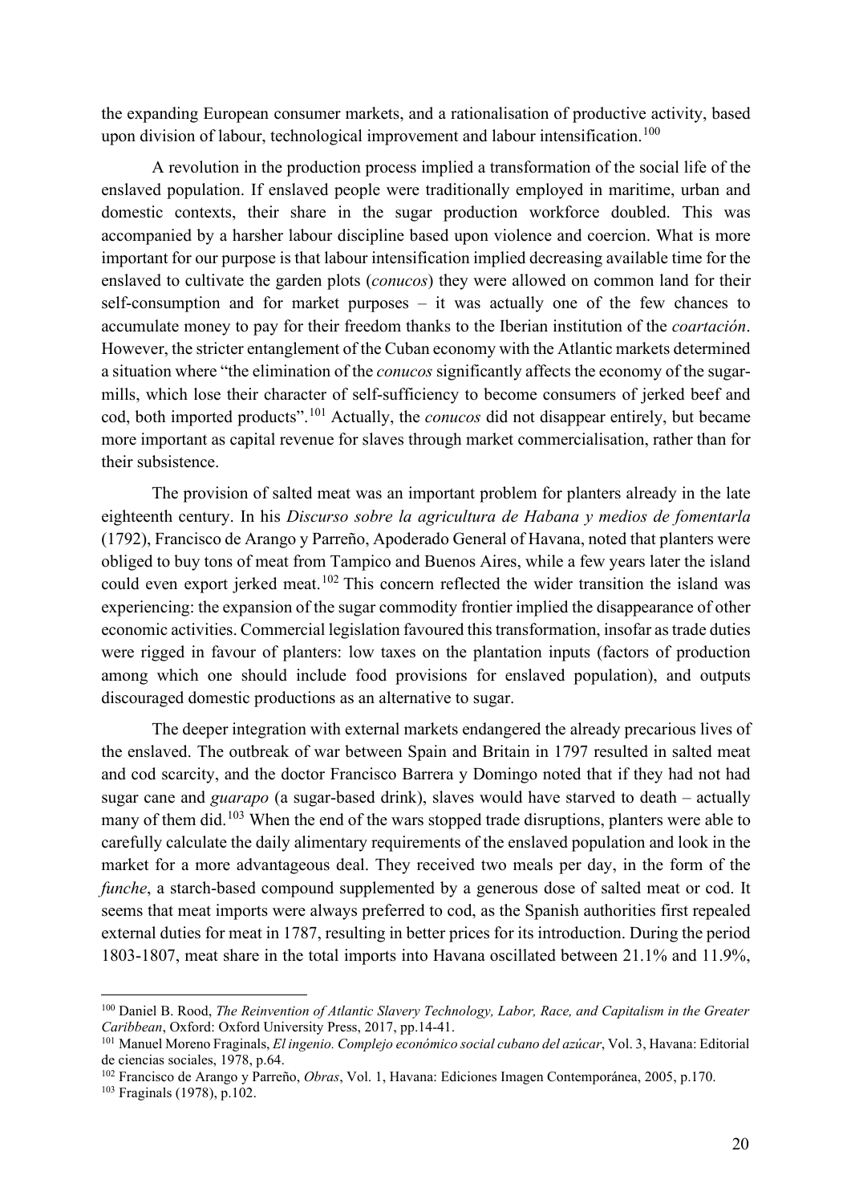the expanding European consumer markets, and a rationalisation of productive activity, based upon division of labour, technological improvement and labour intensification.[100]

A revolution in the production process implied a transformation of the social life of the enslaved population. If enslaved people were traditionally employed in maritime, urban and domestic contexts, their share in the sugar production workforce doubled. This was accompanied by a harsher labour discipline based upon violence and coercion. What is more important for our purpose is that labour intensification implied decreasing available time for the enslaved to cultivate the garden plots (*conucos*) they were allowed on common land for their self-consumption and for market purposes – it was actually one of the few chances to accumulate money to pay for their freedom thanks to the Iberian institution of the *coartación*. However, the stricter entanglement of the Cuban economy with the Atlantic markets determined a situation where "the elimination of the *conucos* significantly affects the economy of the sugar-mills, which lose their character of self-sufficiency to become consumers of jerked beef and cod, both imported products".[101] Actually, the *conucos* did not disappear entirely, but became more important as capital revenue for slaves through market commercialisation, rather than for their subsistence.

The provision of salted meat was an important problem for planters already in the late eighteenth century. In his *Discurso sobre la agricultura de Habana y medios de fomentarla* (1792), Francisco de Arango y Parreño, Apoderado General of Havana, noted that planters were obliged to buy tons of meat from Tampico and Buenos Aires, while a few years later the island could even export jerked meat.[102] This concern reflected the wider transition the island was experiencing: the expansion of the sugar commodity frontier implied the disappearance of other economic activities. Commercial legislation favoured this transformation, insofar as trade duties were rigged in favour of planters: low taxes on the plantation inputs (factors of production among which one should include food provisions for enslaved population), and outputs discouraged domestic productions as an alternative to sugar.

The deeper integration with external markets endangered the already precarious lives of the enslaved. The outbreak of war between Spain and Britain in 1797 resulted in salted meat and cod scarcity, and the doctor Francisco Barrera y Domingo noted that if they had not had sugar cane and *guarapo* (a sugar-based drink), slaves would have starved to death – actually many of them did.[103] When the end of the wars stopped trade disruptions, planters were able to carefully calculate the daily alimentary requirements of the enslaved population and look in the market for a more advantageous deal. They received two meals per day, in the form of the *funche*, a starch-based compound supplemented by a generous dose of salted meat or cod. It seems that meat imports were always preferred to cod, as the Spanish authorities first repealed external duties for meat in 1787, resulting in better prices for its introduction. During the period 1803-1807, meat share in the total imports into Havana oscillated between 21.1% and 11.9%,

---

[100] Daniel B. Rood, *The Reinvention of Atlantic Slavery Technology, Labor, Race, and Capitalism in the Greater Caribbean*, Oxford: Oxford University Press, 2017, pp.14-41.

[101] Manuel Moreno Fraginals, *El ingenio. Complejo económico social cubano del azúcar*, Vol. 3, Havana: Editorial de ciencias sociales, 1978, p.64.

[102] Francisco de Arango y Parreño, *Obras*, Vol. 1, Havana: Ediciones Imagen Contemporánea, 2005, p.170.

[103] Fraginals (1978), p.102.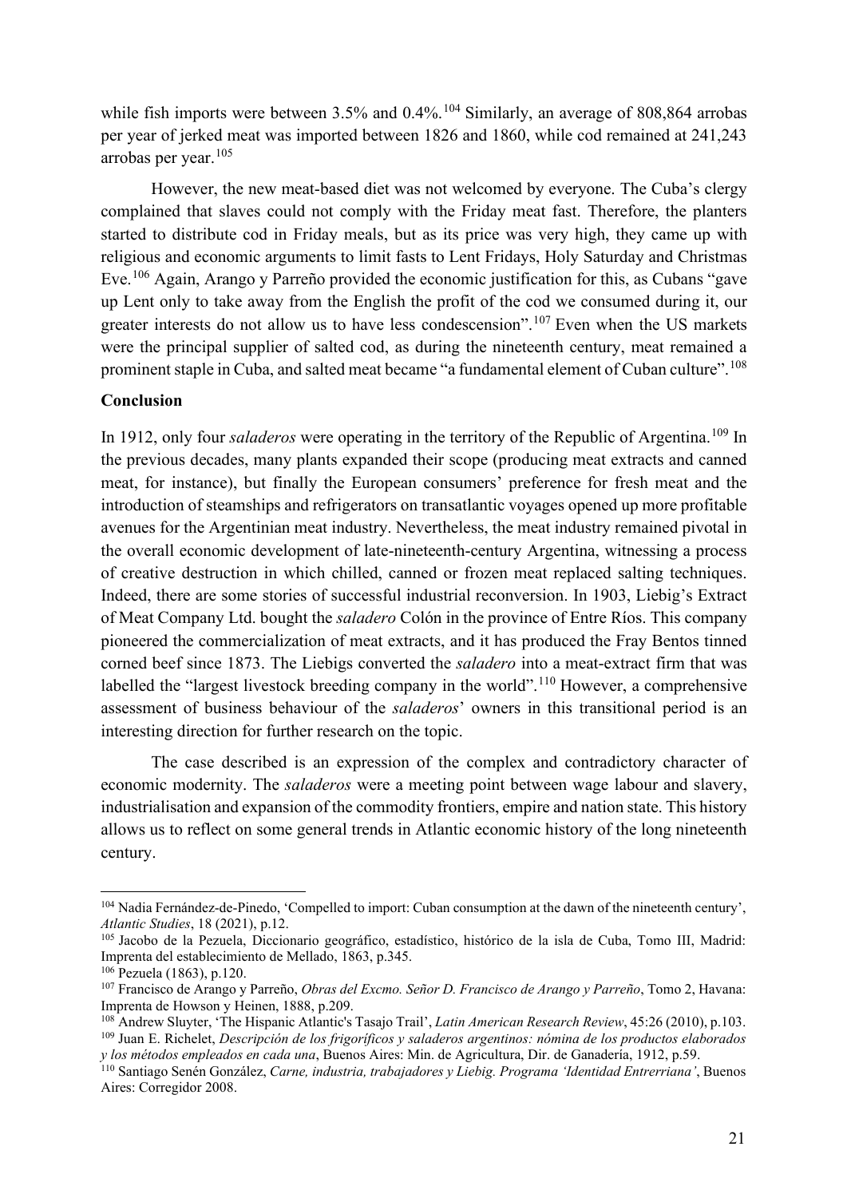while fish imports were between 3.5% and 0.4%.[104] Similarly, an average of 808,864 arrobas per year of jerked meat was imported between 1826 and 1860, while cod remained at 241,243 arrobas per year.[105]

However, the new meat-based diet was not welcomed by everyone. The Cuba's clergy complained that slaves could not comply with the Friday meat fast. Therefore, the planters started to distribute cod in Friday meals, but as its price was very high, they came up with religious and economic arguments to limit fasts to Lent Fridays, Holy Saturday and Christmas Eve.[106] Again, Arango y Parreño provided the economic justification for this, as Cubans "gave up Lent only to take away from the English the profit of the cod we consumed during it, our greater interests do not allow us to have less condescension".[107] Even when the US markets were the principal supplier of salted cod, as during the nineteenth century, meat remained a prominent staple in Cuba, and salted meat became "a fundamental element of Cuban culture".[108]

**Conclusion**

In 1912, only four *saladeros* were operating in the territory of the Republic of Argentina.[109] In the previous decades, many plants expanded their scope (producing meat extracts and canned meat, for instance), but finally the European consumers' preference for fresh meat and the introduction of steamships and refrigerators on transatlantic voyages opened up more profitable avenues for the Argentinian meat industry. Nevertheless, the meat industry remained pivotal in the overall economic development of late-nineteenth-century Argentina, witnessing a process of creative destruction in which chilled, canned or frozen meat replaced salting techniques. Indeed, there are some stories of successful industrial reconversion. In 1903, Liebig's Extract of Meat Company Ltd. bought the *saladero* Colón in the province of Entre Ríos. This company pioneered the commercialization of meat extracts, and it has produced the Fray Bentos tinned corned beef since 1873. The Liebigs converted the *saladero* into a meat-extract firm that was labelled the "largest livestock breeding company in the world".[110] However, a comprehensive assessment of business behaviour of the *saladeros*' owners in this transitional period is an interesting direction for further research on the topic.

The case described is an expression of the complex and contradictory character of economic modernity. The *saladeros* were a meeting point between wage labour and slavery, industrialisation and expansion of the commodity frontiers, empire and nation state. This history allows us to reflect on some general trends in Atlantic economic history of the long nineteenth century.

---

[104] Nadia Fernández-de-Pinedo, 'Compelled to import: Cuban consumption at the dawn of the nineteenth century', *Atlantic Studies*, 18 (2021), p.12.

[105] Jacobo de la Pezuela, Diccionario geográfico, estadístico, histórico de la isla de Cuba, Tomo III, Madrid: Imprenta del establecimiento de Mellado, 1863, p.345.

[106] Pezuela (1863), p.120.

[107] Francisco de Arango y Parreño, *Obras del Excmo. Señor D. Francisco de Arango y Parreño*, Tomo 2, Havana: Imprenta de Howson y Heinen, 1888, p.209.

[108] Andrew Sluyter, 'The Hispanic Atlantic's Tasajo Trail', *Latin American Research Review*, 45:26 (2010), p.103.

[109] Juan E. Richelet, *Descripción de los frigoríficos y saladeros argentinos: nómina de los productos elaborados y los métodos empleados en cada una*, Buenos Aires: Min. de Agricultura, Dir. de Ganadería, 1912, p.59.

[110] Santiago Senén González, *Carne, industria, trabajadores y Liebig. Programa 'Identidad Entrerriana'*, Buenos Aires: Corregidor 2008.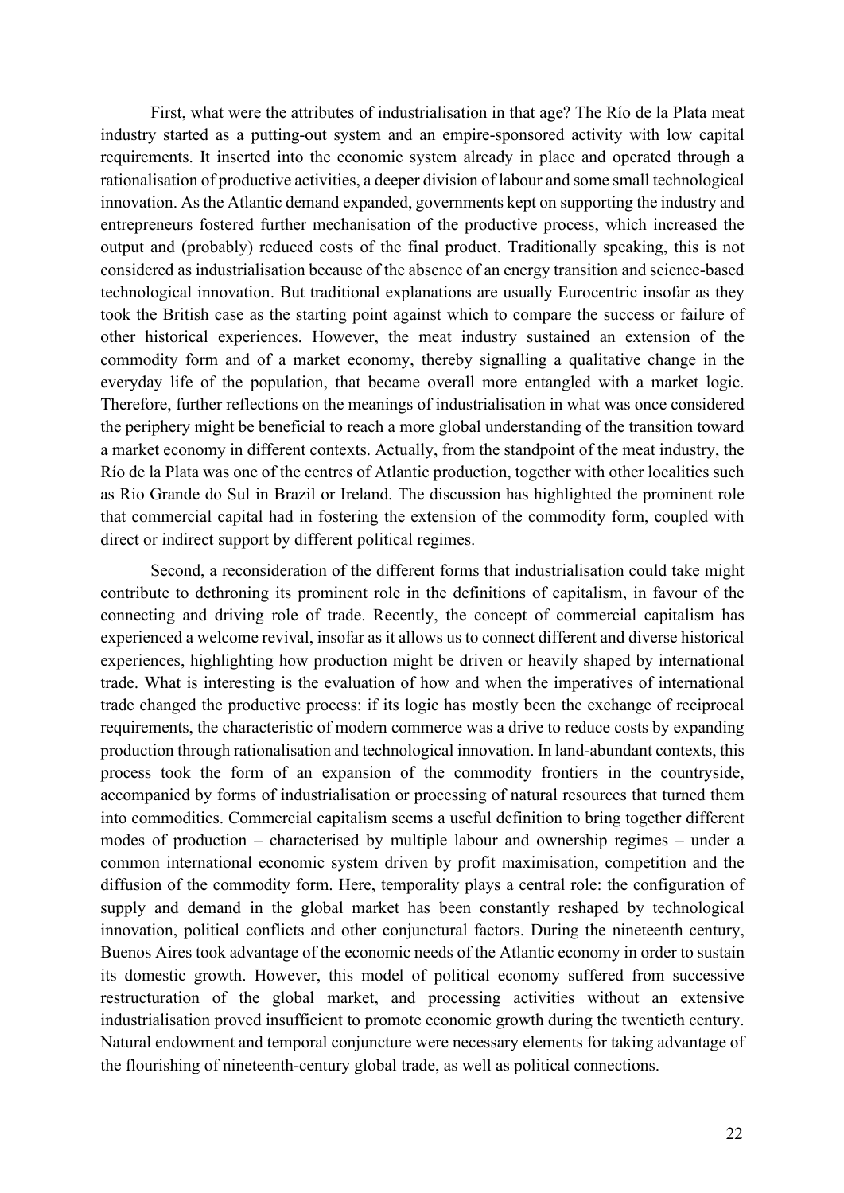First, what were the attributes of industrialisation in that age? The Río de la Plata meat industry started as a putting-out system and an empire-sponsored activity with low capital requirements. It inserted into the economic system already in place and operated through a rationalisation of productive activities, a deeper division of labour and some small technological innovation. As the Atlantic demand expanded, governments kept on supporting the industry and entrepreneurs fostered further mechanisation of the productive process, which increased the output and (probably) reduced costs of the final product. Traditionally speaking, this is not considered as industrialisation because of the absence of an energy transition and science-based technological innovation. But traditional explanations are usually Eurocentric insofar as they took the British case as the starting point against which to compare the success or failure of other historical experiences. However, the meat industry sustained an extension of the commodity form and of a market economy, thereby signalling a qualitative change in the everyday life of the population, that became overall more entangled with a market logic. Therefore, further reflections on the meanings of industrialisation in what was once considered the periphery might be beneficial to reach a more global understanding of the transition toward a market economy in different contexts. Actually, from the standpoint of the meat industry, the Río de la Plata was one of the centres of Atlantic production, together with other localities such as Rio Grande do Sul in Brazil or Ireland. The discussion has highlighted the prominent role that commercial capital had in fostering the extension of the commodity form, coupled with direct or indirect support by different political regimes.

Second, a reconsideration of the different forms that industrialisation could take might contribute to dethroning its prominent role in the definitions of capitalism, in favour of the connecting and driving role of trade. Recently, the concept of commercial capitalism has experienced a welcome revival, insofar as it allows us to connect different and diverse historical experiences, highlighting how production might be driven or heavily shaped by international trade. What is interesting is the evaluation of how and when the imperatives of international trade changed the productive process: if its logic has mostly been the exchange of reciprocal requirements, the characteristic of modern commerce was a drive to reduce costs by expanding production through rationalisation and technological innovation. In land-abundant contexts, this process took the form of an expansion of the commodity frontiers in the countryside, accompanied by forms of industrialisation or processing of natural resources that turned them into commodities. Commercial capitalism seems a useful definition to bring together different modes of production – characterised by multiple labour and ownership regimes – under a common international economic system driven by profit maximisation, competition and the diffusion of the commodity form. Here, temporality plays a central role: the configuration of supply and demand in the global market has been constantly reshaped by technological innovation, political conflicts and other conjunctural factors. During the nineteenth century, Buenos Aires took advantage of the economic needs of the Atlantic economy in order to sustain its domestic growth. However, this model of political economy suffered from successive restructuration of the global market, and processing activities without an extensive industrialisation proved insufficient to promote economic growth during the twentieth century. Natural endowment and temporal conjuncture were necessary elements for taking advantage of the flourishing of nineteenth-century global trade, as well as political connections.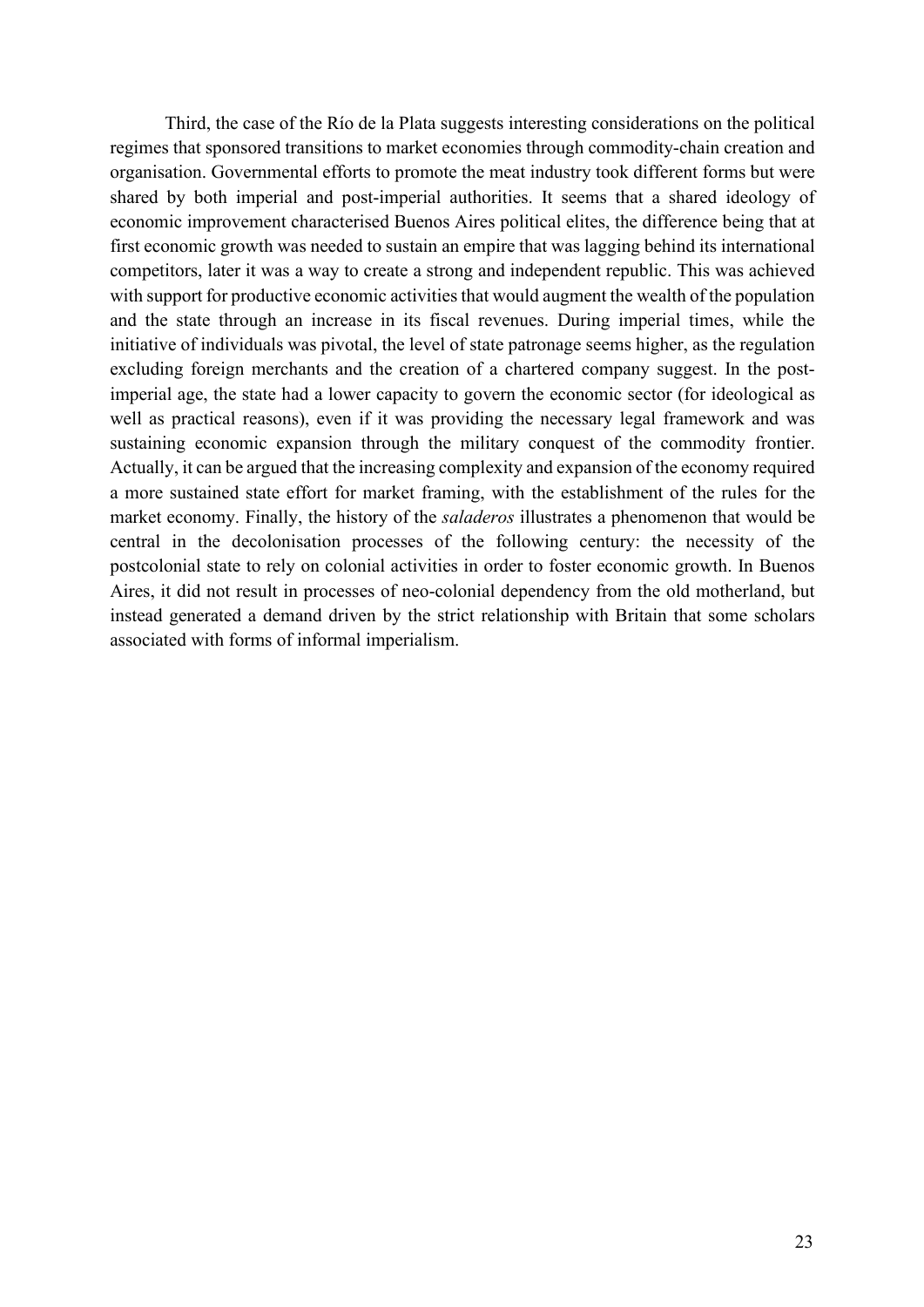Third, the case of the Río de la Plata suggests interesting considerations on the political regimes that sponsored transitions to market economies through commodity-chain creation and organisation. Governmental efforts to promote the meat industry took different forms but were shared by both imperial and post-imperial authorities. It seems that a shared ideology of economic improvement characterised Buenos Aires political elites, the difference being that at first economic growth was needed to sustain an empire that was lagging behind its international competitors, later it was a way to create a strong and independent republic. This was achieved with support for productive economic activities that would augment the wealth of the population and the state through an increase in its fiscal revenues. During imperial times, while the initiative of individuals was pivotal, the level of state patronage seems higher, as the regulation excluding foreign merchants and the creation of a chartered company suggest. In the post-imperial age, the state had a lower capacity to govern the economic sector (for ideological as well as practical reasons), even if it was providing the necessary legal framework and was sustaining economic expansion through the military conquest of the commodity frontier. Actually, it can be argued that the increasing complexity and expansion of the economy required a more sustained state effort for market framing, with the establishment of the rules for the market economy. Finally, the history of the *saladeros* illustrates a phenomenon that would be central in the decolonisation processes of the following century: the necessity of the postcolonial state to rely on colonial activities in order to foster economic growth. In Buenos Aires, it did not result in processes of neo-colonial dependency from the old motherland, but instead generated a demand driven by the strict relationship with Britain that some scholars associated with forms of informal imperialism.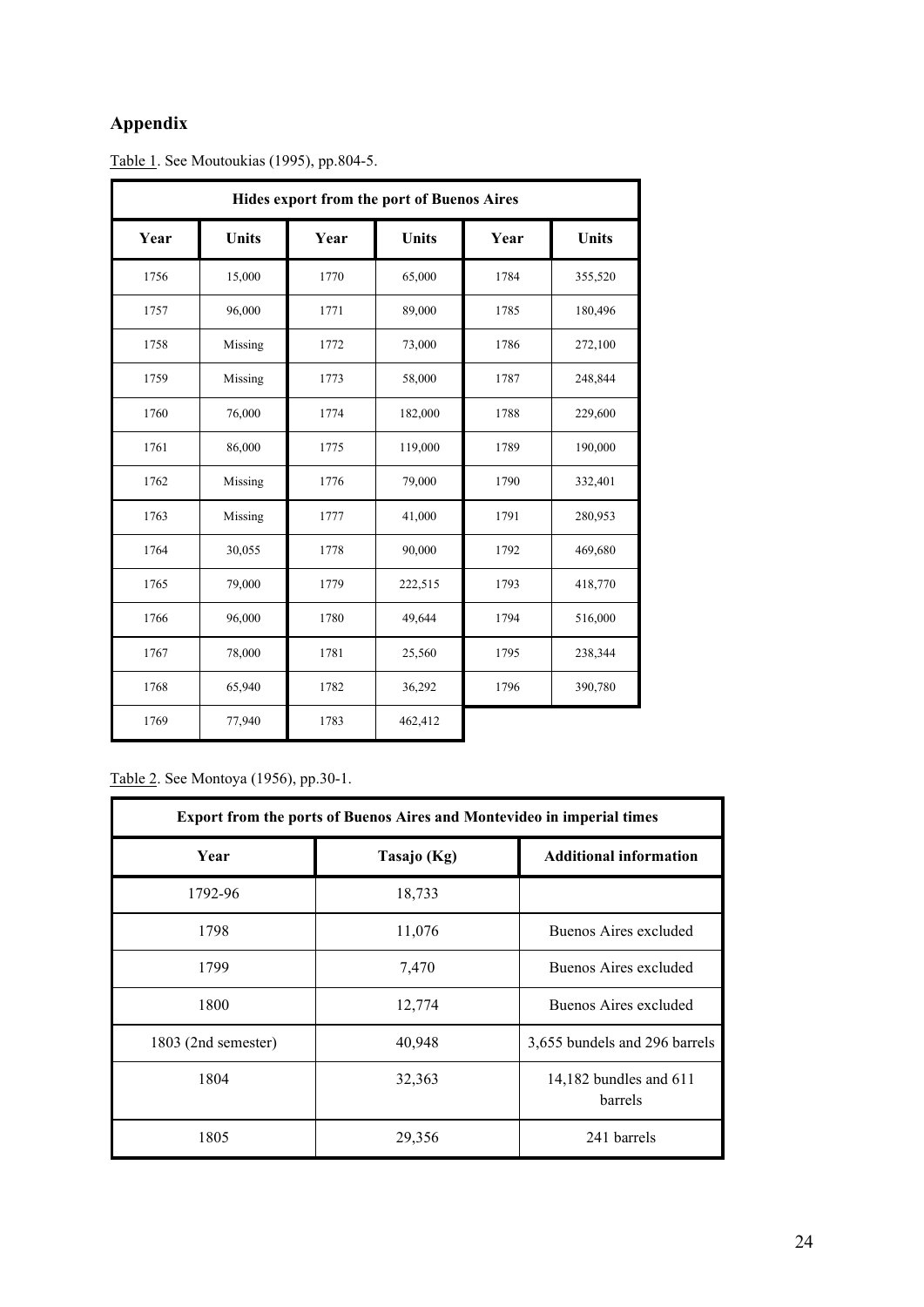## Appendix

Table 1. See Moutoukias (1995), pp.804-5.

| Hides export from the port of Buenos Aires | | | | | |
|---|---|---|---|---|---|
| **Year** | **Units** | **Year** | **Units** | **Year** | **Units** |
| 1756 | 15,000 | 1770 | 65,000 | 1784 | 355,520 |
| 1757 | 96,000 | 1771 | 89,000 | 1785 | 180,496 |
| 1758 | Missing | 1772 | 73,000 | 1786 | 272,100 |
| 1759 | Missing | 1773 | 58,000 | 1787 | 248,844 |
| 1760 | 76,000 | 1774 | 182,000 | 1788 | 229,600 |
| 1761 | 86,000 | 1775 | 119,000 | 1789 | 190,000 |
| 1762 | Missing | 1776 | 79,000 | 1790 | 332,401 |
| 1763 | Missing | 1777 | 41,000 | 1791 | 280,953 |
| 1764 | 30,055 | 1778 | 90,000 | 1792 | 469,680 |
| 1765 | 79,000 | 1779 | 222,515 | 1793 | 418,770 |
| 1766 | 96,000 | 1780 | 49,644 | 1794 | 516,000 |
| 1767 | 78,000 | 1781 | 25,560 | 1795 | 238,344 |
| 1768 | 65,940 | 1782 | 36,292 | 1796 | 390,780 |
| 1769 | 77,940 | 1783 | 462,412 | | |

Table 2. See Montoya (1956), pp.30-1.

| Export from the ports of Buenos Aires and Montevideo in imperial times | | |
|---|---|---|
| **Year** | **Tasajo (Kg)** | **Additional information** |
| 1792-96 | 18,733 | |
| 1798 | 11,076 | Buenos Aires excluded |
| 1799 | 7,470 | Buenos Aires excluded |
| 1800 | 12,774 | Buenos Aires excluded |
| 1803 (2nd semester) | 40,948 | 3,655 bundels and 296 barrels |
| 1804 | 32,363 | 14,182 bundles and 611 barrels |
| 1805 | 29,356 | 241 barrels |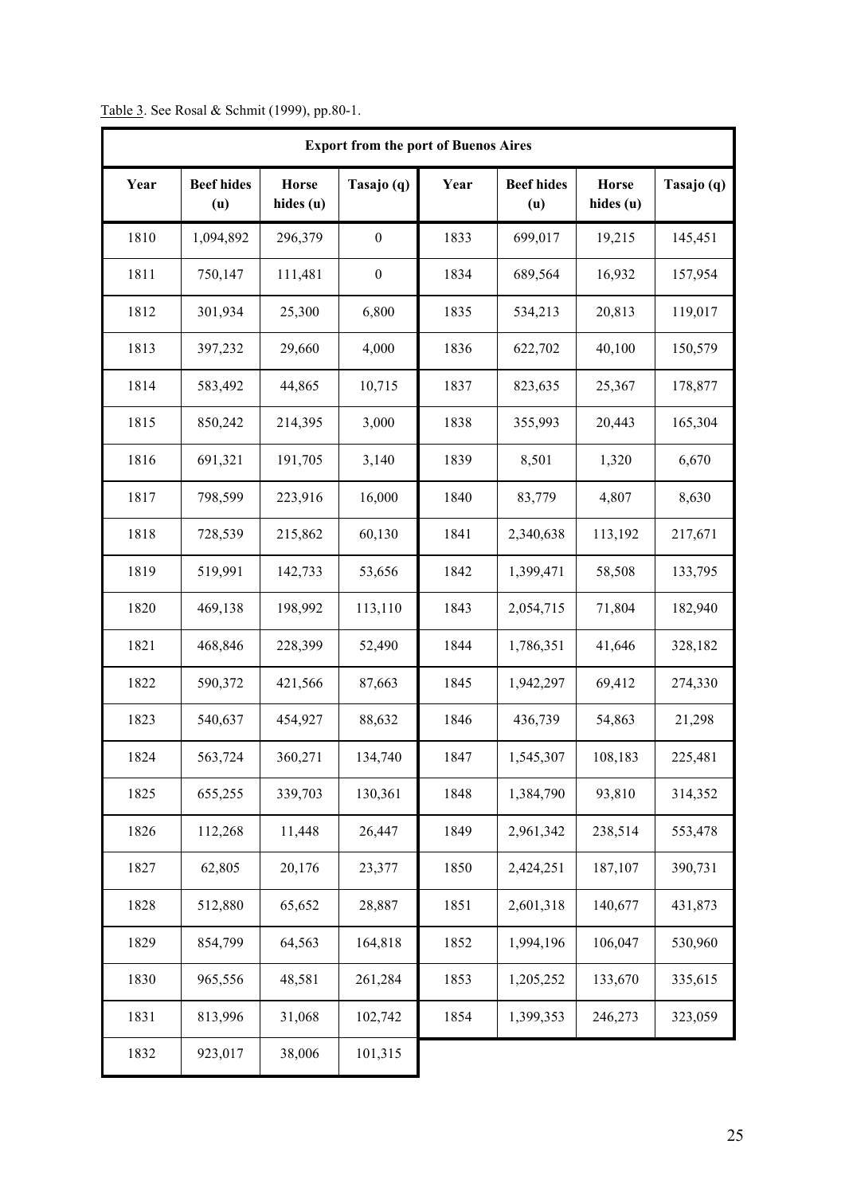Table 3. See Rosal & Schmit (1999), pp.80-1.

| Export from the port of Buenos Aires | | | | | | | |
|---|---|---|---|---|---|---|---|
| **Year** | **Beef hides (u)** | **Horse hides (u)** | **Tasajo (q)** | **Year** | **Beef hides (u)** | **Horse hides (u)** | **Tasajo (q)** |
| 1810 | 1,094,892 | 296,379 | 0 | 1833 | 699,017 | 19,215 | 145,451 |
| 1811 | 750,147 | 111,481 | 0 | 1834 | 689,564 | 16,932 | 157,954 |
| 1812 | 301,934 | 25,300 | 6,800 | 1835 | 534,213 | 20,813 | 119,017 |
| 1813 | 397,232 | 29,660 | 4,000 | 1836 | 622,702 | 40,100 | 150,579 |
| 1814 | 583,492 | 44,865 | 10,715 | 1837 | 823,635 | 25,367 | 178,877 |
| 1815 | 850,242 | 214,395 | 3,000 | 1838 | 355,993 | 20,443 | 165,304 |
| 1816 | 691,321 | 191,705 | 3,140 | 1839 | 8,501 | 1,320 | 6,670 |
| 1817 | 798,599 | 223,916 | 16,000 | 1840 | 83,779 | 4,807 | 8,630 |
| 1818 | 728,539 | 215,862 | 60,130 | 1841 | 2,340,638 | 113,192 | 217,671 |
| 1819 | 519,991 | 142,733 | 53,656 | 1842 | 1,399,471 | 58,508 | 133,795 |
| 1820 | 469,138 | 198,992 | 113,110 | 1843 | 2,054,715 | 71,804 | 182,940 |
| 1821 | 468,846 | 228,399 | 52,490 | 1844 | 1,786,351 | 41,646 | 328,182 |
| 1822 | 590,372 | 421,566 | 87,663 | 1845 | 1,942,297 | 69,412 | 274,330 |
| 1823 | 540,637 | 454,927 | 88,632 | 1846 | 436,739 | 54,863 | 21,298 |
| 1824 | 563,724 | 360,271 | 134,740 | 1847 | 1,545,307 | 108,183 | 225,481 |
| 1825 | 655,255 | 339,703 | 130,361 | 1848 | 1,384,790 | 93,810 | 314,352 |
| 1826 | 112,268 | 11,448 | 26,447 | 1849 | 2,961,342 | 238,514 | 553,478 |
| 1827 | 62,805 | 20,176 | 23,377 | 1850 | 2,424,251 | 187,107 | 390,731 |
| 1828 | 512,880 | 65,652 | 28,887 | 1851 | 2,601,318 | 140,677 | 431,873 |
| 1829 | 854,799 | 64,563 | 164,818 | 1852 | 1,994,196 | 106,047 | 530,960 |
| 1830 | 965,556 | 48,581 | 261,284 | 1853 | 1,205,252 | 133,670 | 335,615 |
| 1831 | 813,996 | 31,068 | 102,742 | 1854 | 1,399,353 | 246,273 | 323,059 |
| 1832 | 923,017 | 38,006 | 101,315 | | | | |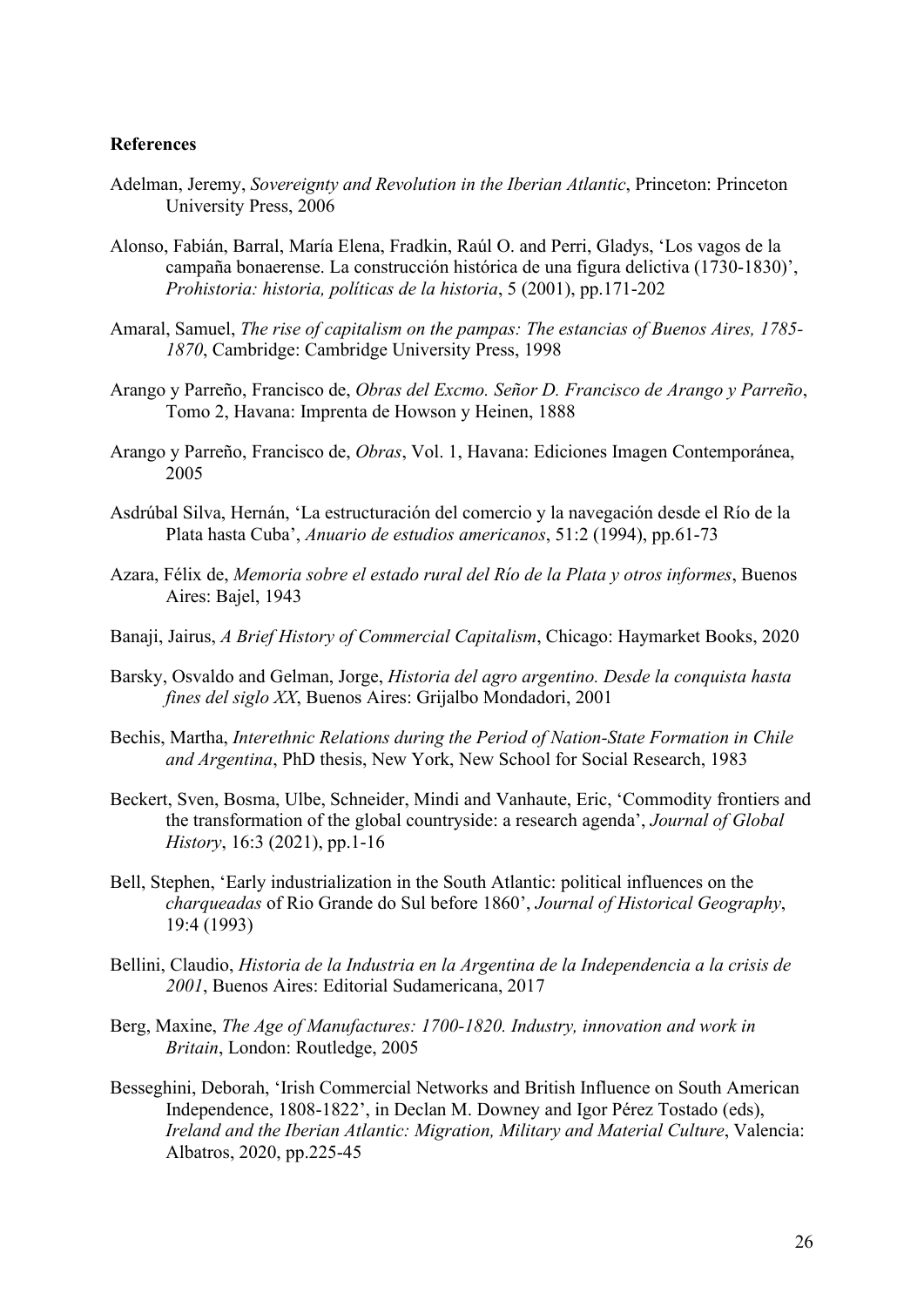**References**

Adelman, Jeremy, *Sovereignty and Revolution in the Iberian Atlantic*, Princeton: Princeton University Press, 2006

Alonso, Fabián, Barral, María Elena, Fradkin, Raúl O. and Perri, Gladys, 'Los vagos de la campaña bonaerense. La construcción histórica de una figura delictiva (1730-1830)', *Prohistoria: historia, políticas de la historia*, 5 (2001), pp.171-202

Amaral, Samuel, *The rise of capitalism on the pampas: The estancias of Buenos Aires, 1785-1870*, Cambridge: Cambridge University Press, 1998

Arango y Parreño, Francisco de, *Obras del Excmo. Señor D. Francisco de Arango y Parreño*, Tomo 2, Havana: Imprenta de Howson y Heinen, 1888

Arango y Parreño, Francisco de, *Obras*, Vol. 1, Havana: Ediciones Imagen Contemporánea, 2005

Asdrúbal Silva, Hernán, 'La estructuración del comercio y la navegación desde el Río de la Plata hasta Cuba', *Anuario de estudios americanos*, 51:2 (1994), pp.61-73

Azara, Félix de, *Memoria sobre el estado rural del Río de la Plata y otros informes*, Buenos Aires: Bajel, 1943

Banaji, Jairus, *A Brief History of Commercial Capitalism*, Chicago: Haymarket Books, 2020

Barsky, Osvaldo and Gelman, Jorge, *Historia del agro argentino. Desde la conquista hasta fines del siglo XX*, Buenos Aires: Grijalbo Mondadori, 2001

Bechis, Martha, *Interethnic Relations during the Period of Nation-State Formation in Chile and Argentina*, PhD thesis, New York, New School for Social Research, 1983

Beckert, Sven, Bosma, Ulbe, Schneider, Mindi and Vanhaute, Eric, 'Commodity frontiers and the transformation of the global countryside: a research agenda', *Journal of Global History*, 16:3 (2021), pp.1-16

Bell, Stephen, 'Early industrialization in the South Atlantic: political influences on the *charqueadas* of Rio Grande do Sul before 1860', *Journal of Historical Geography*, 19:4 (1993)

Bellini, Claudio, *Historia de la Industria en la Argentina de la Independencia a la crisis de 2001*, Buenos Aires: Editorial Sudamericana, 2017

Berg, Maxine, *The Age of Manufactures: 1700-1820. Industry, innovation and work in Britain*, London: Routledge, 2005

Besseghini, Deborah, 'Irish Commercial Networks and British Influence on South American Independence, 1808-1822', in Declan M. Downey and Igor Pérez Tostado (eds), *Ireland and the Iberian Atlantic: Migration, Military and Material Culture*, Valencia: Albatros, 2020, pp.225-45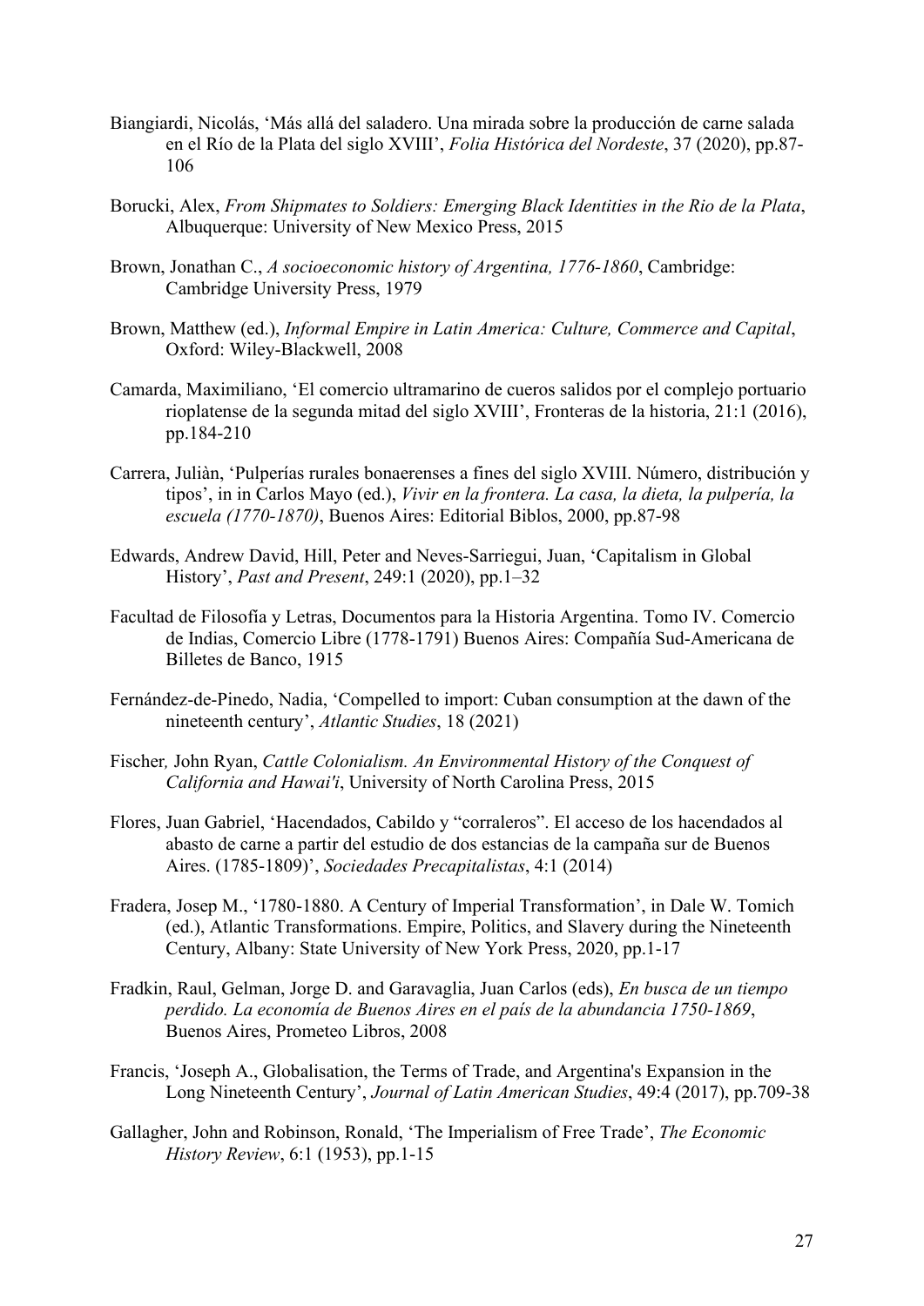Biangiardi, Nicolás, 'Más allá del saladero. Una mirada sobre la producción de carne salada en el Río de la Plata del siglo XVIII', *Folia Histórica del Nordeste*, 37 (2020), pp.87-106

Borucki, Alex, *From Shipmates to Soldiers: Emerging Black Identities in the Rio de la Plata*, Albuquerque: University of New Mexico Press, 2015

Brown, Jonathan C., *A socioeconomic history of Argentina, 1776-1860*, Cambridge: Cambridge University Press, 1979

Brown, Matthew (ed.), *Informal Empire in Latin America: Culture, Commerce and Capital*, Oxford: Wiley-Blackwell, 2008

Camarda, Maximiliano, 'El comercio ultramarino de cueros salidos por el complejo portuario rioplatense de la segunda mitad del siglo XVIII', Fronteras de la historia, 21:1 (2016), pp.184-210

Carrera, Juliàn, 'Pulperías rurales bonaerenses a fines del siglo XVIII. Número, distribución y tipos', in in Carlos Mayo (ed.), *Vivir en la frontera. La casa, la dieta, la pulpería, la escuela (1770-1870)*, Buenos Aires: Editorial Biblos, 2000, pp.87-98

Edwards, Andrew David, Hill, Peter and Neves-Sarriegui, Juan, 'Capitalism in Global History', *Past and Present*, 249:1 (2020), pp.1–32

Facultad de Filosofía y Letras, Documentos para la Historia Argentina. Tomo IV. Comercio de Indias, Comercio Libre (1778-1791) Buenos Aires: Compañía Sud-Americana de Billetes de Banco, 1915

Fernández-de-Pinedo, Nadia, 'Compelled to import: Cuban consumption at the dawn of the nineteenth century', *Atlantic Studies*, 18 (2021)

Fischer, John Ryan, *Cattle Colonialism. An Environmental History of the Conquest of California and Hawai'i*, University of North Carolina Press, 2015

Flores, Juan Gabriel, 'Hacendados, Cabildo y "corraleros". El acceso de los hacendados al abasto de carne a partir del estudio de dos estancias de la campaña sur de Buenos Aires. (1785-1809)', *Sociedades Precapitalistas*, 4:1 (2014)

Fradera, Josep M., '1780-1880. A Century of Imperial Transformation', in Dale W. Tomich (ed.), Atlantic Transformations. Empire, Politics, and Slavery during the Nineteenth Century, Albany: State University of New York Press, 2020, pp.1-17

Fradkin, Raul, Gelman, Jorge D. and Garavaglia, Juan Carlos (eds), *En busca de un tiempo perdido. La economía de Buenos Aires en el país de la abundancia 1750-1869*, Buenos Aires, Prometeo Libros, 2008

Francis, 'Joseph A., Globalisation, the Terms of Trade, and Argentina's Expansion in the Long Nineteenth Century', *Journal of Latin American Studies*, 49:4 (2017), pp.709-38

Gallagher, John and Robinson, Ronald, 'The Imperialism of Free Trade', *The Economic History Review*, 6:1 (1953), pp.1-15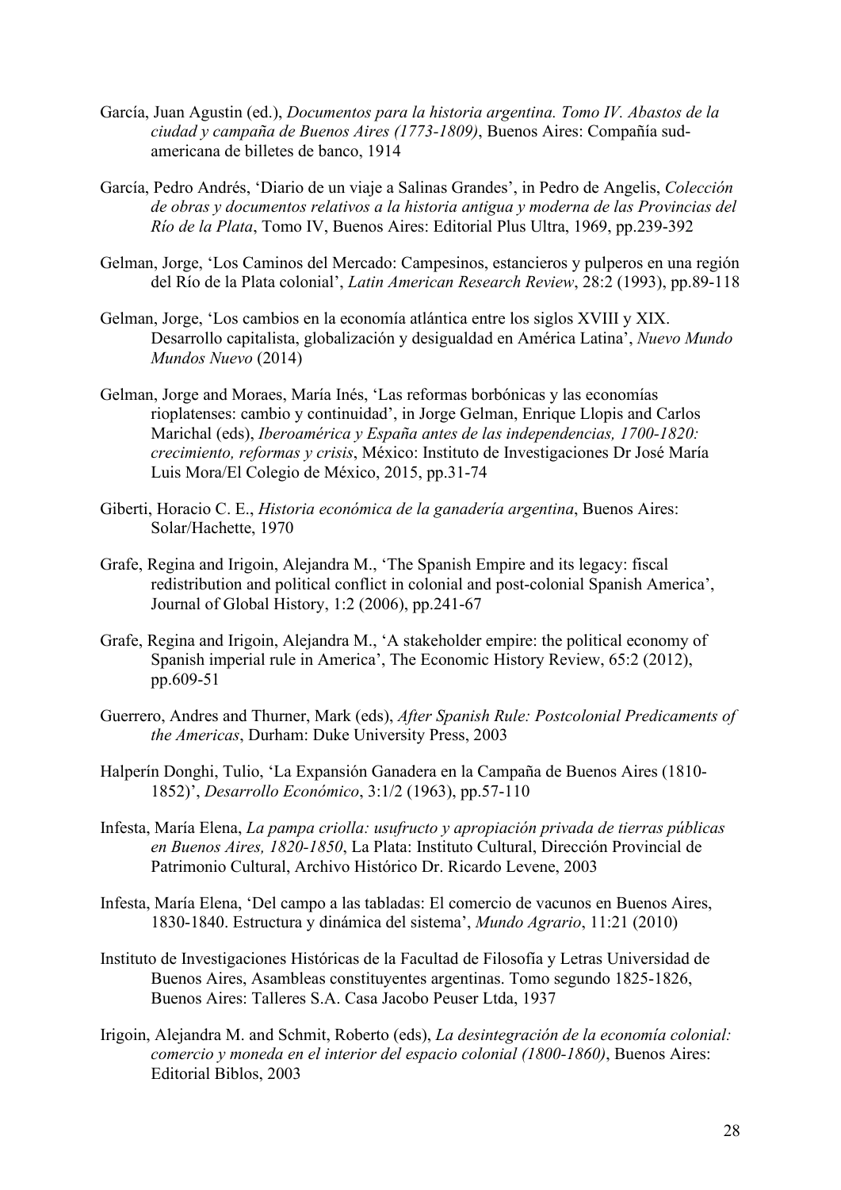García, Juan Agustin (ed.), *Documentos para la historia argentina. Tomo IV. Abastos de la ciudad y campaña de Buenos Aires (1773-1809)*, Buenos Aires: Compañía sud-americana de billetes de banco, 1914

García, Pedro Andrés, 'Diario de un viaje a Salinas Grandes', in Pedro de Angelis, *Colección de obras y documentos relativos a la historia antigua y moderna de las Provincias del Río de la Plata*, Tomo IV, Buenos Aires: Editorial Plus Ultra, 1969, pp.239-392

Gelman, Jorge, 'Los Caminos del Mercado: Campesinos, estancieros y pulperos en una región del Río de la Plata colonial', *Latin American Research Review*, 28:2 (1993), pp.89-118

Gelman, Jorge, 'Los cambios en la economía atlántica entre los siglos XVIII y XIX. Desarrollo capitalista, globalización y desigualdad en América Latina', *Nuevo Mundo Mundos Nuevo* (2014)

Gelman, Jorge and Moraes, María Inés, 'Las reformas borbónicas y las economías rioplatenses: cambio y continuidad', in Jorge Gelman, Enrique Llopis and Carlos Marichal (eds), *Iberoamérica y España antes de las independencias, 1700-1820: crecimiento, reformas y crisis*, México: Instituto de Investigaciones Dr José María Luis Mora/El Colegio de México, 2015, pp.31-74

Giberti, Horacio C. E., *Historia económica de la ganadería argentina*, Buenos Aires: Solar/Hachette, 1970

Grafe, Regina and Irigoin, Alejandra M., 'The Spanish Empire and its legacy: fiscal redistribution and political conflict in colonial and post-colonial Spanish America', Journal of Global History, 1:2 (2006), pp.241-67

Grafe, Regina and Irigoin, Alejandra M., 'A stakeholder empire: the political economy of Spanish imperial rule in America', The Economic History Review, 65:2 (2012), pp.609-51

Guerrero, Andres and Thurner, Mark (eds), *After Spanish Rule: Postcolonial Predicaments of the Americas*, Durham: Duke University Press, 2003

Halperín Donghi, Tulio, 'La Expansión Ganadera en la Campaña de Buenos Aires (1810-1852)', *Desarrollo Económico*, 3:1/2 (1963), pp.57-110

Infesta, María Elena, *La pampa criolla: usufructo y apropiación privada de tierras públicas en Buenos Aires, 1820-1850*, La Plata: Instituto Cultural, Dirección Provincial de Patrimonio Cultural, Archivo Histórico Dr. Ricardo Levene, 2003

Infesta, María Elena, 'Del campo a las tabladas: El comercio de vacunos en Buenos Aires, 1830-1840. Estructura y dinámica del sistema', *Mundo Agrario*, 11:21 (2010)

Instituto de Investigaciones Históricas de la Facultad de Filosofía y Letras Universidad de Buenos Aires, Asambleas constituyentes argentinas. Tomo segundo 1825-1826, Buenos Aires: Talleres S.A. Casa Jacobo Peuser Ltda, 1937

Irigoin, Alejandra M. and Schmit, Roberto (eds), *La desintegración de la economía colonial: comercio y moneda en el interior del espacio colonial (1800-1860)*, Buenos Aires: Editorial Biblos, 2003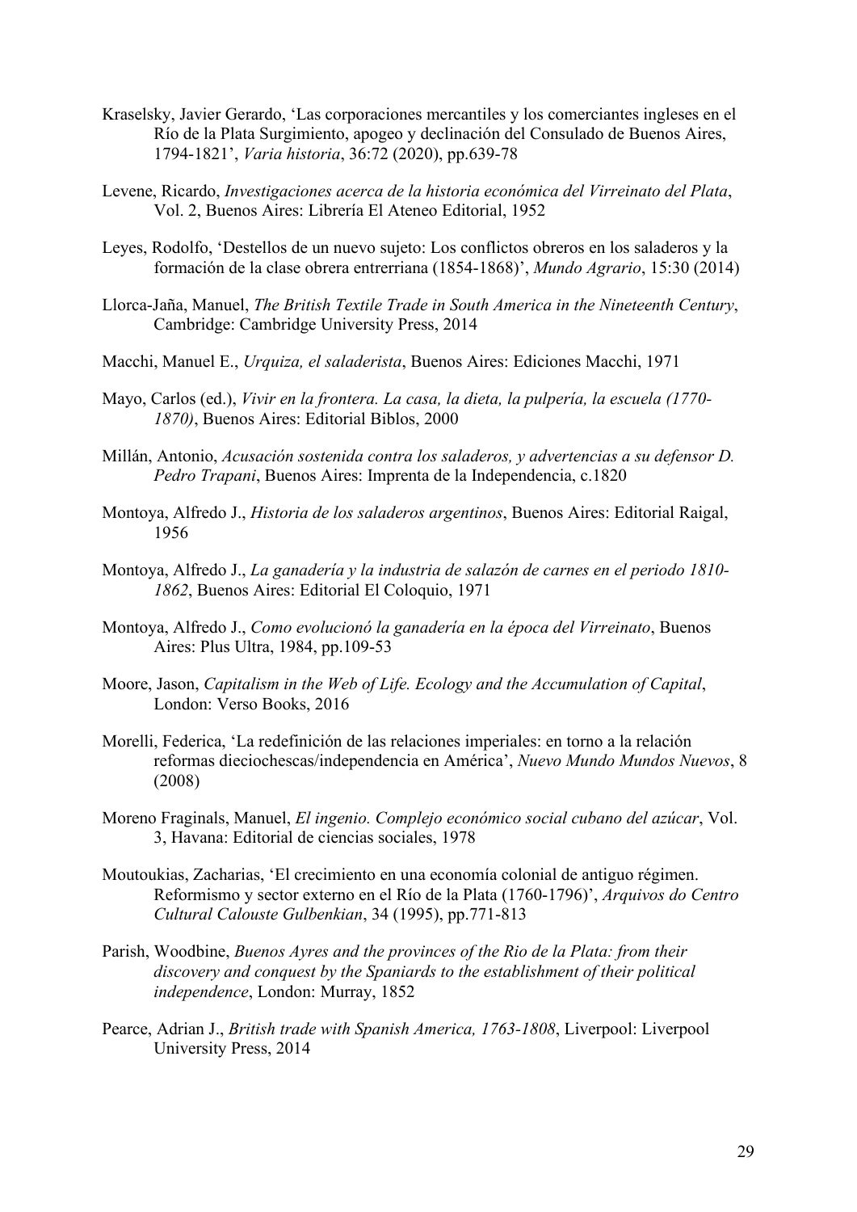Kraselsky, Javier Gerardo, 'Las corporaciones mercantiles y los comerciantes ingleses en el Río de la Plata Surgimiento, apogeo y declinación del Consulado de Buenos Aires, 1794-1821', *Varia historia*, 36:72 (2020), pp.639-78

Levene, Ricardo, *Investigaciones acerca de la historia económica del Virreinato del Plata*, Vol. 2, Buenos Aires: Librería El Ateneo Editorial, 1952

Leyes, Rodolfo, 'Destellos de un nuevo sujeto: Los conflictos obreros en los saladeros y la formación de la clase obrera entrerriana (1854-1868)', *Mundo Agrario*, 15:30 (2014)

Llorca-Jaña, Manuel, *The British Textile Trade in South America in the Nineteenth Century*, Cambridge: Cambridge University Press, 2014

Macchi, Manuel E., *Urquiza, el saladerista*, Buenos Aires: Ediciones Macchi, 1971

Mayo, Carlos (ed.), *Vivir en la frontera. La casa, la dieta, la pulpería, la escuela (1770-1870)*, Buenos Aires: Editorial Biblos, 2000

Millán, Antonio, *Acusación sostenida contra los saladeros, y advertencias a su defensor D. Pedro Trapani*, Buenos Aires: Imprenta de la Independencia, c.1820

Montoya, Alfredo J., *Historia de los saladeros argentinos*, Buenos Aires: Editorial Raigal, 1956

Montoya, Alfredo J., *La ganadería y la industria de salazón de carnes en el periodo 1810-1862*, Buenos Aires: Editorial El Coloquio, 1971

Montoya, Alfredo J., *Como evolucionó la ganadería en la época del Virreinato*, Buenos Aires: Plus Ultra, 1984, pp.109-53

Moore, Jason, *Capitalism in the Web of Life. Ecology and the Accumulation of Capital*, London: Verso Books, 2016

Morelli, Federica, 'La redefinición de las relaciones imperiales: en torno a la relación reformas dieciochescas/independencia en América', *Nuevo Mundo Mundos Nuevos*, 8 (2008)

Moreno Fraginals, Manuel, *El ingenio. Complejo económico social cubano del azúcar*, Vol. 3, Havana: Editorial de ciencias sociales, 1978

Moutoukias, Zacharias, 'El crecimiento en una economía colonial de antiguo régimen. Reformismo y sector externo en el Río de la Plata (1760-1796)', *Arquivos do Centro Cultural Calouste Gulbenkian*, 34 (1995), pp.771-813

Parish, Woodbine, *Buenos Ayres and the provinces of the Rio de la Plata: from their discovery and conquest by the Spaniards to the establishment of their political independence*, London: Murray, 1852

Pearce, Adrian J., *British trade with Spanish America, 1763-1808*, Liverpool: Liverpool University Press, 2014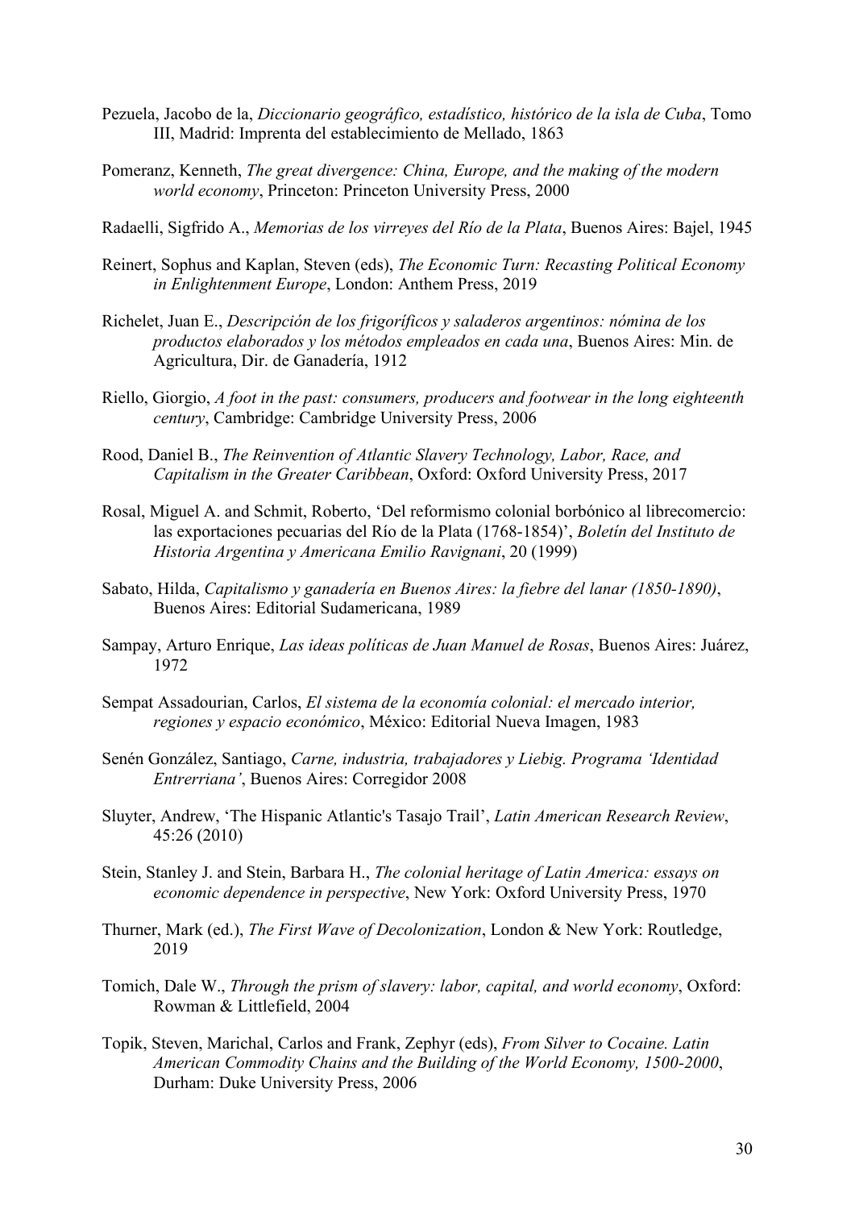Pezuela, Jacobo de la, *Diccionario geográfico, estadístico, histórico de la isla de Cuba*, Tomo III, Madrid: Imprenta del establecimiento de Mellado, 1863

Pomeranz, Kenneth, *The great divergence: China, Europe, and the making of the modern world economy*, Princeton: Princeton University Press, 2000

Radaelli, Sigfrido A., *Memorias de los virreyes del Río de la Plata*, Buenos Aires: Bajel, 1945

Reinert, Sophus and Kaplan, Steven (eds), *The Economic Turn: Recasting Political Economy in Enlightenment Europe*, London: Anthem Press, 2019

Richelet, Juan E., *Descripción de los frigoríficos y saladeros argentinos: nómina de los productos elaborados y los métodos empleados en cada una*, Buenos Aires: Min. de Agricultura, Dir. de Ganadería, 1912

Riello, Giorgio, *A foot in the past: consumers, producers and footwear in the long eighteenth century*, Cambridge: Cambridge University Press, 2006

Rood, Daniel B., *The Reinvention of Atlantic Slavery Technology, Labor, Race, and Capitalism in the Greater Caribbean*, Oxford: Oxford University Press, 2017

Rosal, Miguel A. and Schmit, Roberto, 'Del reformismo colonial borbónico al librecomercio: las exportaciones pecuarias del Río de la Plata (1768-1854)', *Boletín del Instituto de Historia Argentina y Americana Emilio Ravignani*, 20 (1999)

Sabato, Hilda, *Capitalismo y ganadería en Buenos Aires: la fiebre del lanar (1850-1890)*, Buenos Aires: Editorial Sudamericana, 1989

Sampay, Arturo Enrique, *Las ideas políticas de Juan Manuel de Rosas*, Buenos Aires: Juárez, 1972

Sempat Assadourian, Carlos, *El sistema de la economía colonial: el mercado interior, regiones y espacio económico*, México: Editorial Nueva Imagen, 1983

Senén González, Santiago, *Carne, industria, trabajadores y Liebig. Programa 'Identidad Entrerriana'*, Buenos Aires: Corregidor 2008

Sluyter, Andrew, 'The Hispanic Atlantic's Tasajo Trail', *Latin American Research Review*, 45:26 (2010)

Stein, Stanley J. and Stein, Barbara H., *The colonial heritage of Latin America: essays on economic dependence in perspective*, New York: Oxford University Press, 1970

Thurner, Mark (ed.), *The First Wave of Decolonization*, London & New York: Routledge, 2019

Tomich, Dale W., *Through the prism of slavery: labor, capital, and world economy*, Oxford: Rowman & Littlefield, 2004

Topik, Steven, Marichal, Carlos and Frank, Zephyr (eds), *From Silver to Cocaine. Latin American Commodity Chains and the Building of the World Economy, 1500-2000*, Durham: Duke University Press, 2006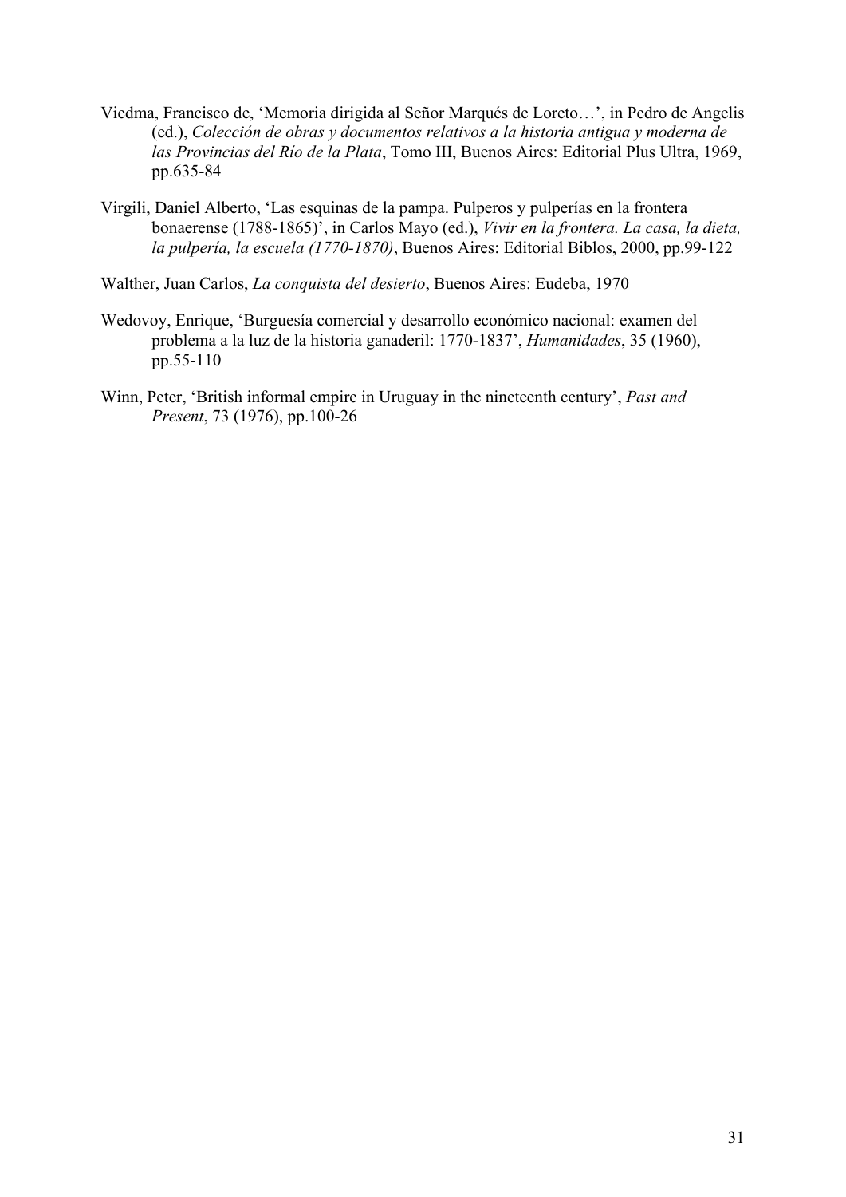Viedma, Francisco de, 'Memoria dirigida al Señor Marqués de Loreto…', in Pedro de Angelis (ed.), *Colección de obras y documentos relativos a la historia antigua y moderna de las Provincias del Río de la Plata*, Tomo III, Buenos Aires: Editorial Plus Ultra, 1969, pp.635-84

Virgili, Daniel Alberto, 'Las esquinas de la pampa. Pulperos y pulperías en la frontera bonaerense (1788-1865)', in Carlos Mayo (ed.), *Vivir en la frontera. La casa, la dieta, la pulpería, la escuela (1770-1870)*, Buenos Aires: Editorial Biblos, 2000, pp.99-122

Walther, Juan Carlos, *La conquista del desierto*, Buenos Aires: Eudeba, 1970

Wedovoy, Enrique, 'Burguesía comercial y desarrollo económico nacional: examen del problema a la luz de la historia ganaderil: 1770-1837', *Humanidades*, 35 (1960), pp.55-110

Winn, Peter, 'British informal empire in Uruguay in the nineteenth century', *Past and Present*, 73 (1976), pp.100-26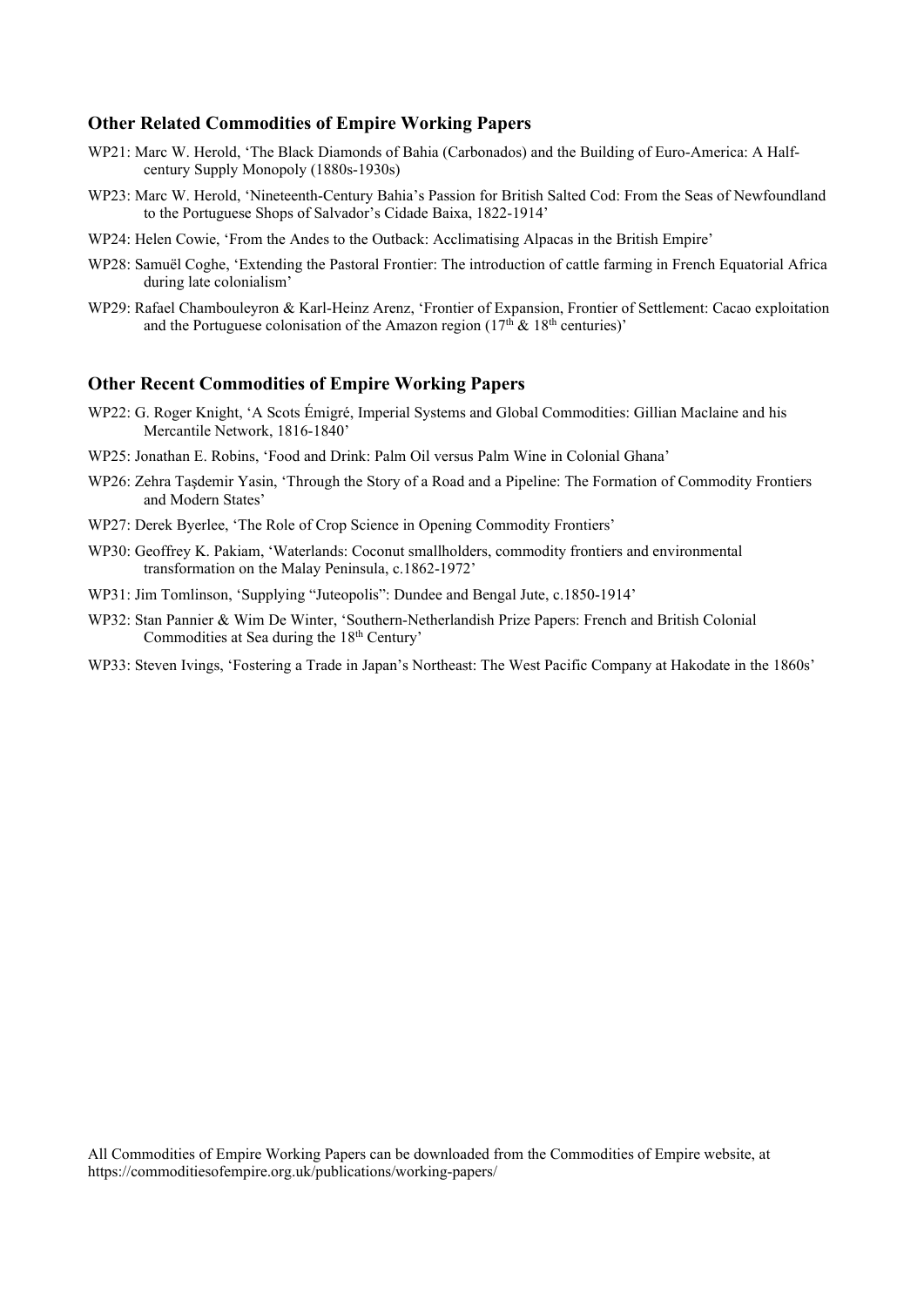### Other Related Commodities of Empire Working Papers

WP21: Marc W. Herold, 'The Black Diamonds of Bahia (Carbonados) and the Building of Euro-America: A Half-century Supply Monopoly (1880s-1930s)

WP23: Marc W. Herold, 'Nineteenth-Century Bahia's Passion for British Salted Cod: From the Seas of Newfoundland to the Portuguese Shops of Salvador's Cidade Baixa, 1822-1914'

WP24: Helen Cowie, 'From the Andes to the Outback: Acclimatising Alpacas in the British Empire'

WP28: Samuël Coghe, 'Extending the Pastoral Frontier: The introduction of cattle farming in French Equatorial Africa during late colonialism'

WP29: Rafael Chambouleyron & Karl-Heinz Arenz, 'Frontier of Expansion, Frontier of Settlement: Cacao exploitation and the Portuguese colonisation of the Amazon region (17th & 18th centuries)'

### Other Recent Commodities of Empire Working Papers

WP22: G. Roger Knight, 'A Scots Émigré, Imperial Systems and Global Commodities: Gillian Maclaine and his Mercantile Network, 1816-1840'

WP25: Jonathan E. Robins, 'Food and Drink: Palm Oil versus Palm Wine in Colonial Ghana'

WP26: Zehra Taşdemir Yasin, 'Through the Story of a Road and a Pipeline: The Formation of Commodity Frontiers and Modern States'

WP27: Derek Byerlee, 'The Role of Crop Science in Opening Commodity Frontiers'

WP30: Geoffrey K. Pakiam, 'Waterlands: Coconut smallholders, commodity frontiers and environmental transformation on the Malay Peninsula, c.1862-1972'

WP31: Jim Tomlinson, 'Supplying "Juteopolis": Dundee and Bengal Jute, c.1850-1914'

WP32: Stan Pannier & Wim De Winter, 'Southern-Netherlandish Prize Papers: French and British Colonial Commodities at Sea during the 18th Century'

WP33: Steven Ivings, 'Fostering a Trade in Japan's Northeast: The West Pacific Company at Hakodate in the 1860s'

All Commodities of Empire Working Papers can be downloaded from the Commodities of Empire website, at https://commoditiesofempire.org.uk/publications/working-papers/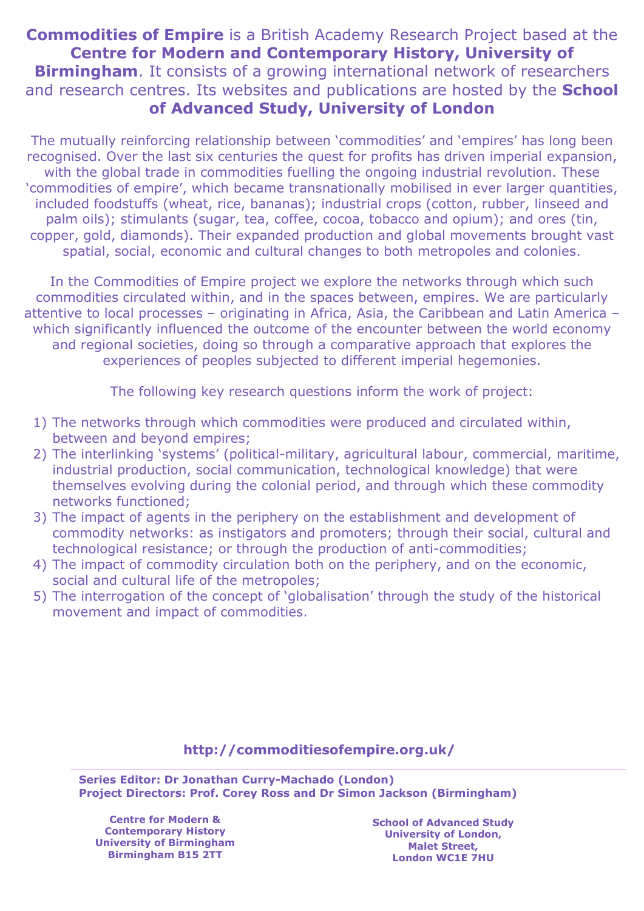**Commodities of Empire** is a British Academy Research Project based at the **Centre for Modern and Contemporary History, University of Birmingham**. It consists of a growing international network of researchers and research centres. Its websites and publications are hosted by the **School of Advanced Study, University of London**

The mutually reinforcing relationship between 'commodities' and 'empires' has long been recognised. Over the last six centuries the quest for profits has driven imperial expansion, with the global trade in commodities fuelling the ongoing industrial revolution. These 'commodities of empire', which became transnationally mobilised in ever larger quantities, included foodstuffs (wheat, rice, bananas); industrial crops (cotton, rubber, linseed and palm oils); stimulants (sugar, tea, coffee, cocoa, tobacco and opium); and ores (tin, copper, gold, diamonds). Their expanded production and global movements brought vast spatial, social, economic and cultural changes to both metropoles and colonies.

In the Commodities of Empire project we explore the networks through which such commodities circulated within, and in the spaces between, empires. We are particularly attentive to local processes – originating in Africa, Asia, the Caribbean and Latin America – which significantly influenced the outcome of the encounter between the world economy and regional societies, doing so through a comparative approach that explores the experiences of peoples subjected to different imperial hegemonies.

The following key research questions inform the work of project:

1) The networks through which commodities were produced and circulated within, between and beyond empires;
2) The interlinking 'systems' (political-military, agricultural labour, commercial, maritime, industrial production, social communication, technological knowledge) that were themselves evolving during the colonial period, and through which these commodity networks functioned;
3) The impact of agents in the periphery on the establishment and development of commodity networks: as instigators and promoters; through their social, cultural and technological resistance; or through the production of anti-commodities;
4) The impact of commodity circulation both on the periphery, and on the economic, social and cultural life of the metropoles;
5) The interrogation of the concept of 'globalisation' through the study of the historical movement and impact of commodities.

**http://commoditiesofempire.org.uk/**

---

**Series Editor: Dr Jonathan Curry-Machado (London)**
**Project Directors: Prof. Corey Ross and Dr Simon Jackson (Birmingham)**

**Centre for Modern & Contemporary History**
**University of Birmingham**
**Birmingham B15 2TT**

**School of Advanced Study**
**University of London,**
**Malet Street,**
**London WC1E 7HU**